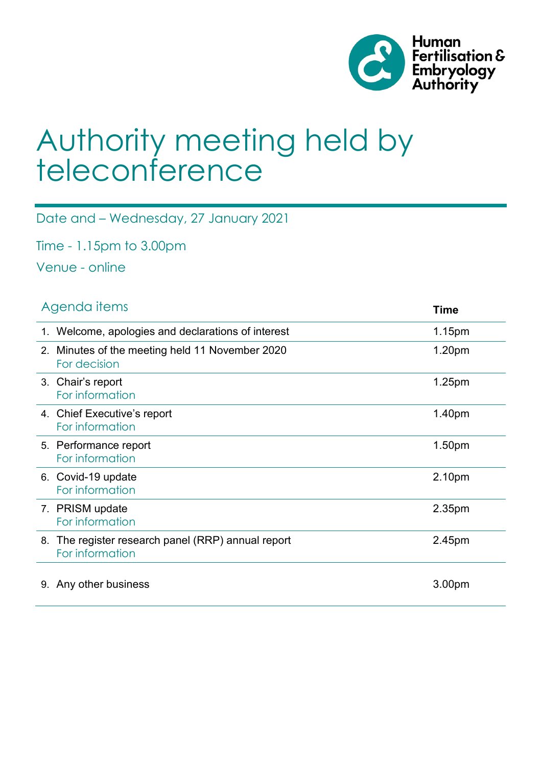Human Fertilisation & Embryology Authority

# Authority meeting held by teleconference

Date and – Wednesday, 27 January 2021

Time - 1.15pm to 3.00pm

Venue - online

| Agenda items | Time |
| --- | --- |
| 1. Welcome, apologies and declarations of interest | 1.15pm |
| 2. Minutes of the meeting held 11 November 2020<br>For decision | 1.20pm |
| 3. Chair's report<br>For information | 1.25pm |
| 4. Chief Executive's report<br>For information | 1.40pm |
| 5. Performance report<br>For information | 1.50pm |
| 6. Covid-19 update<br>For information | 2.10pm |
| 7. PRISM update<br>For information | 2.35pm |
| 8. The register research panel (RRP) annual report<br>For information | 2.45pm |
| 9. Any other business | 3.00pm |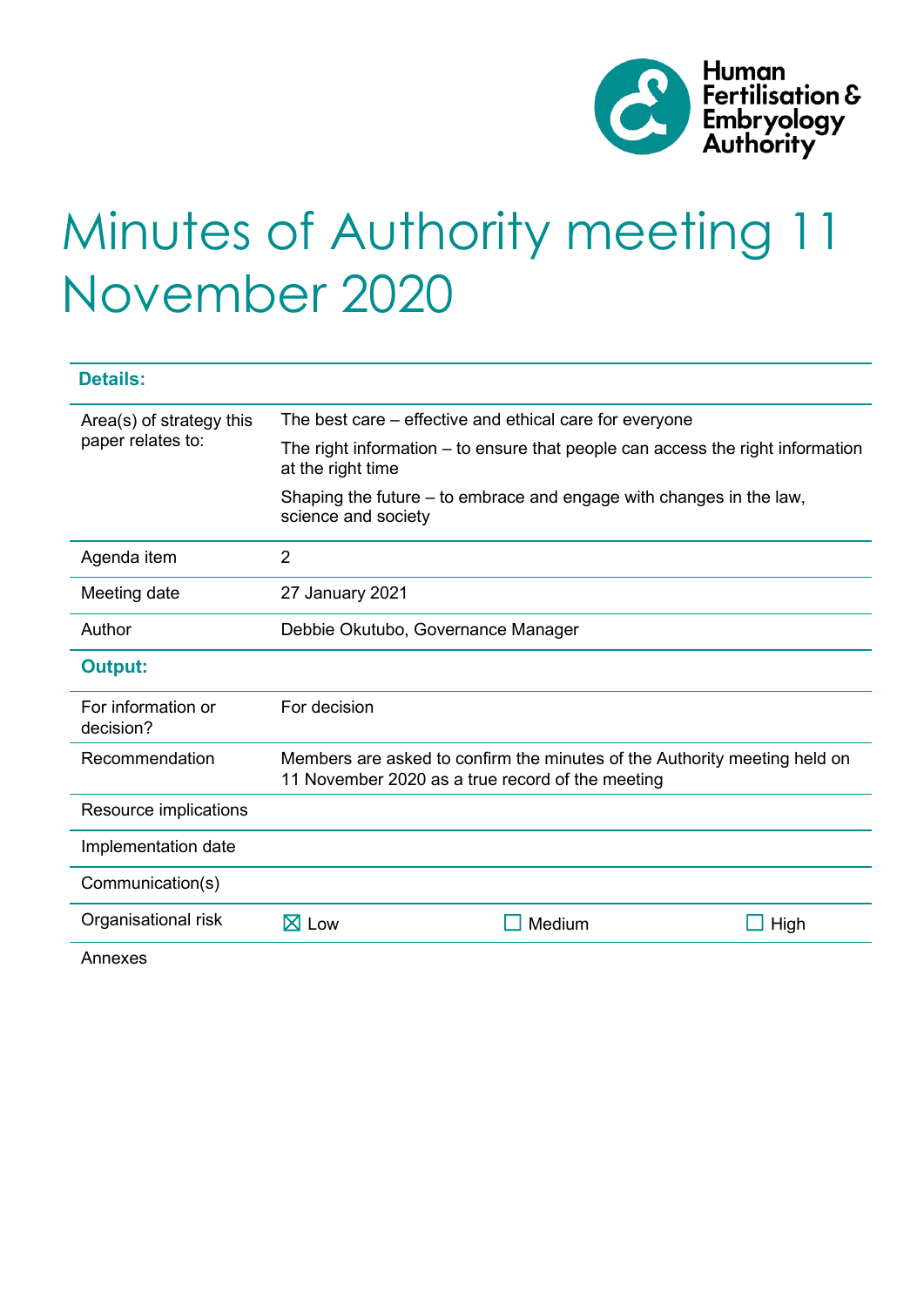# Minutes of Authority meeting 11 November 2020

| **Details:** | | | |
|---|---|---|---|
| Area(s) of strategy this paper relates to: | The best care – effective and ethical care for everyone<br><br>The right information – to ensure that people can access the right information at the right time<br><br>Shaping the future – to embrace and engage with changes in the law, science and society | | |
| Agenda item | 2 | | |
| Meeting date | 27 January 2021 | | |
| Author | Debbie Okutubo, Governance Manager | | |
| **Output:** | | | |
| For information or decision? | For decision | | |
| Recommendation | Members are asked to confirm the minutes of the Authority meeting held on 11 November 2020 as a true record of the meeting | | |
| Resource implications | | | |
| Implementation date | | | |
| Communication(s) | | | |
| Organisational risk | ☒ Low | ☐ Medium | ☐ High |
| Annexes | | | |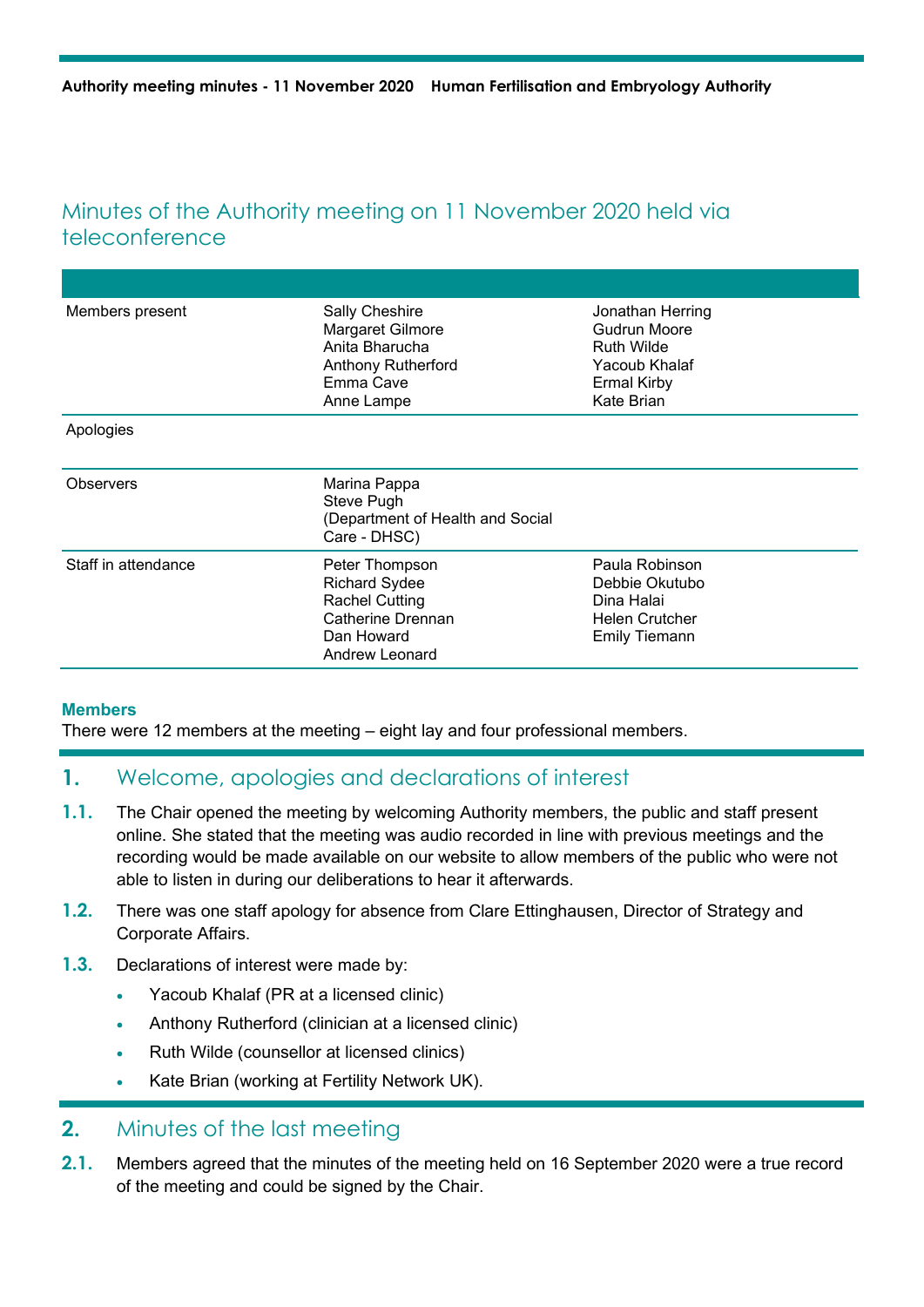# Minutes of the Authority meeting on 11 November 2020 held via teleconference

| | | |
|---|---|---|
| Members present | Sally Cheshire<br>Margaret Gilmore<br>Anita Bharucha<br>Anthony Rutherford<br>Emma Cave<br>Anne Lampe | Jonathan Herring<br>Gudrun Moore<br>Ruth Wilde<br>Yacoub Khalaf<br>Ermal Kirby<br>Kate Brian |
| Apologies | | |
| Observers | Marina Pappa<br>Steve Pugh<br>(Department of Health and Social Care - DHSC) | |
| Staff in attendance | Peter Thompson<br>Richard Sydee<br>Rachel Cutting<br>Catherine Drennan<br>Dan Howard<br>Andrew Leonard | Paula Robinson<br>Debbie Okutubo<br>Dina Halai<br>Helen Crutcher<br>Emily Tiemann |

**Members**

There were 12 members at the meeting – eight lay and four professional members.

## 1. Welcome, apologies and declarations of interest

**1.1.** The Chair opened the meeting by welcoming Authority members, the public and staff present online. She stated that the meeting was audio recorded in line with previous meetings and the recording would be made available on our website to allow members of the public who were not able to listen in during our deliberations to hear it afterwards.

**1.2.** There was one staff apology for absence from Clare Ettinghausen, Director of Strategy and Corporate Affairs.

**1.3.** Declarations of interest were made by:

- Yacoub Khalaf (PR at a licensed clinic)
- Anthony Rutherford (clinician at a licensed clinic)
- Ruth Wilde (counsellor at licensed clinics)
- Kate Brian (working at Fertility Network UK).

## 2. Minutes of the last meeting

**2.1.** Members agreed that the minutes of the meeting held on 16 September 2020 were a true record of the meeting and could be signed by the Chair.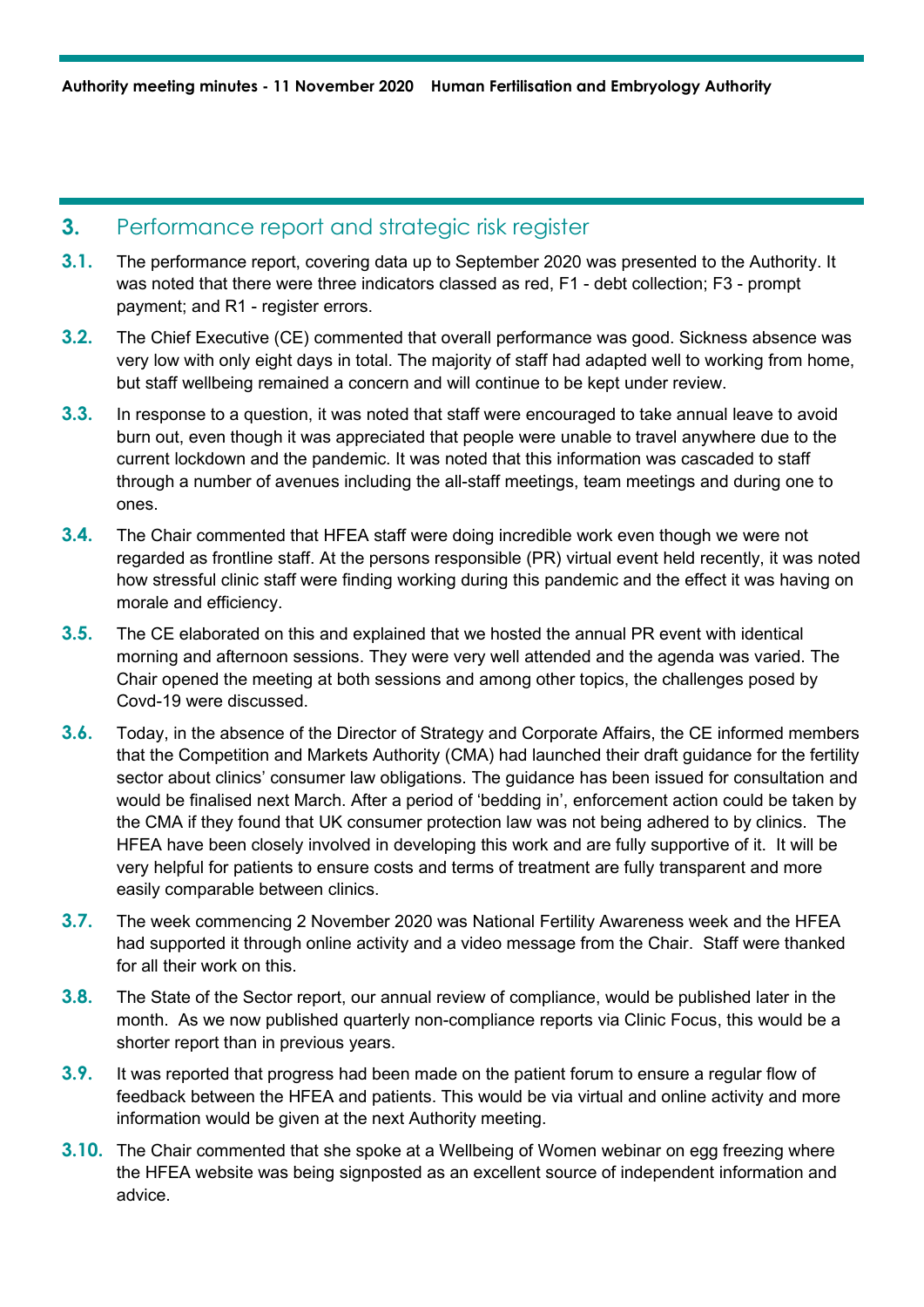## 3. Performance report and strategic risk register

**3.1.** The performance report, covering data up to September 2020 was presented to the Authority. It was noted that there were three indicators classed as red, F1 - debt collection; F3 - prompt payment; and R1 - register errors.

**3.2.** The Chief Executive (CE) commented that overall performance was good. Sickness absence was very low with only eight days in total. The majority of staff had adapted well to working from home, but staff wellbeing remained a concern and will continue to be kept under review.

**3.3.** In response to a question, it was noted that staff were encouraged to take annual leave to avoid burn out, even though it was appreciated that people were unable to travel anywhere due to the current lockdown and the pandemic. It was noted that this information was cascaded to staff through a number of avenues including the all-staff meetings, team meetings and during one to ones.

**3.4.** The Chair commented that HFEA staff were doing incredible work even though we were not regarded as frontline staff. At the persons responsible (PR) virtual event held recently, it was noted how stressful clinic staff were finding working during this pandemic and the effect it was having on morale and efficiency.

**3.5.** The CE elaborated on this and explained that we hosted the annual PR event with identical morning and afternoon sessions. They were very well attended and the agenda was varied. The Chair opened the meeting at both sessions and among other topics, the challenges posed by Covd-19 were discussed.

**3.6.** Today, in the absence of the Director of Strategy and Corporate Affairs, the CE informed members that the Competition and Markets Authority (CMA) had launched their draft guidance for the fertility sector about clinics' consumer law obligations. The guidance has been issued for consultation and would be finalised next March. After a period of 'bedding in', enforcement action could be taken by the CMA if they found that UK consumer protection law was not being adhered to by clinics. The HFEA have been closely involved in developing this work and are fully supportive of it. It will be very helpful for patients to ensure costs and terms of treatment are fully transparent and more easily comparable between clinics.

**3.7.** The week commencing 2 November 2020 was National Fertility Awareness week and the HFEA had supported it through online activity and a video message from the Chair. Staff were thanked for all their work on this.

**3.8.** The State of the Sector report, our annual review of compliance, would be published later in the month. As we now published quarterly non-compliance reports via Clinic Focus, this would be a shorter report than in previous years.

**3.9.** It was reported that progress had been made on the patient forum to ensure a regular flow of feedback between the HFEA and patients. This would be via virtual and online activity and more information would be given at the next Authority meeting.

**3.10.** The Chair commented that she spoke at a Wellbeing of Women webinar on egg freezing where the HFEA website was being signposted as an excellent source of independent information and advice.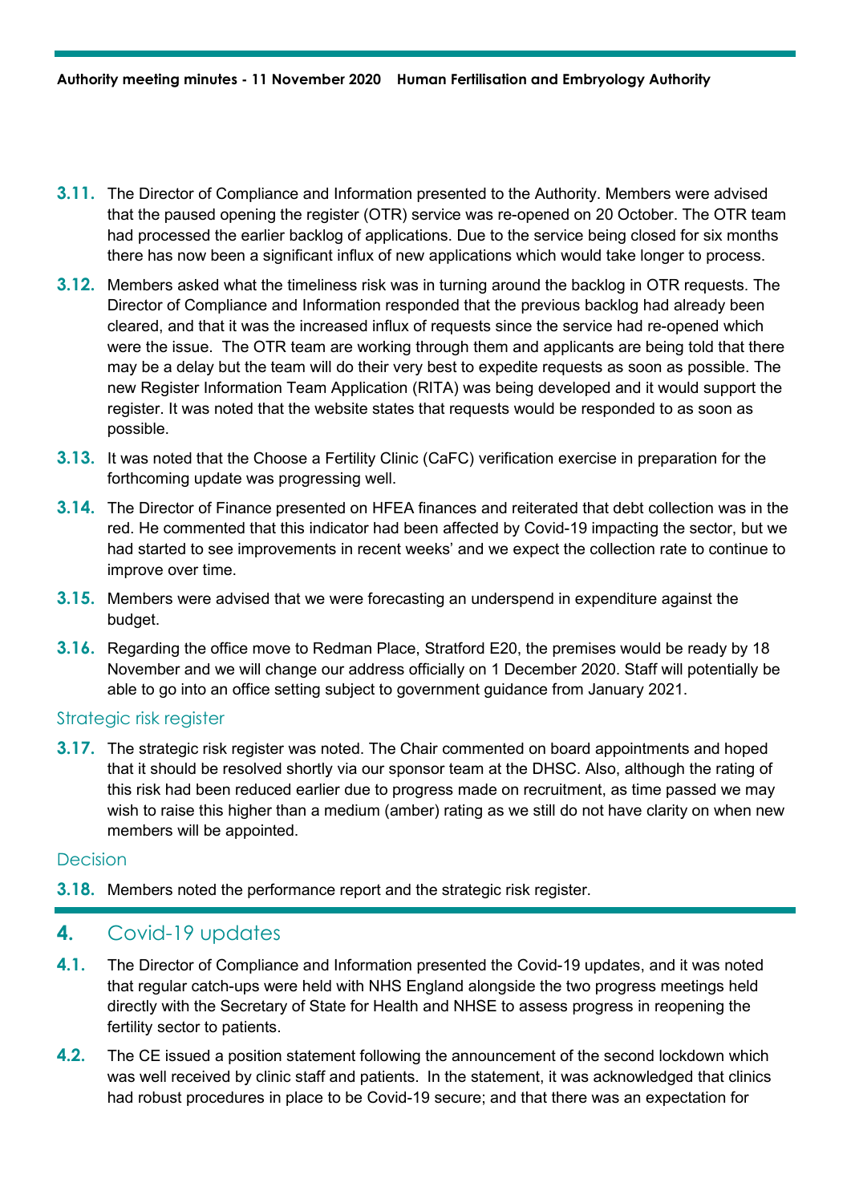3.11. The Director of Compliance and Information presented to the Authority. Members were advised that the paused opening the register (OTR) service was re-opened on 20 October. The OTR team had processed the earlier backlog of applications. Due to the service being closed for six months there has now been a significant influx of new applications which would take longer to process.

3.12. Members asked what the timeliness risk was in turning around the backlog in OTR requests. The Director of Compliance and Information responded that the previous backlog had already been cleared, and that it was the increased influx of requests since the service had re-opened which were the issue. The OTR team are working through them and applicants are being told that there may be a delay but the team will do their very best to expedite requests as soon as possible. The new Register Information Team Application (RITA) was being developed and it would support the register. It was noted that the website states that requests would be responded to as soon as possible.

3.13. It was noted that the Choose a Fertility Clinic (CaFC) verification exercise in preparation for the forthcoming update was progressing well.

3.14. The Director of Finance presented on HFEA finances and reiterated that debt collection was in the red. He commented that this indicator had been affected by Covid-19 impacting the sector, but we had started to see improvements in recent weeks' and we expect the collection rate to continue to improve over time.

3.15. Members were advised that we were forecasting an underspend in expenditure against the budget.

3.16. Regarding the office move to Redman Place, Stratford E20, the premises would be ready by 18 November and we will change our address officially on 1 December 2020. Staff will potentially be able to go into an office setting subject to government guidance from January 2021.

### Strategic risk register

3.17. The strategic risk register was noted. The Chair commented on board appointments and hoped that it should be resolved shortly via our sponsor team at the DHSC. Also, although the rating of this risk had been reduced earlier due to progress made on recruitment, as time passed we may wish to raise this higher than a medium (amber) rating as we still do not have clarity on when new members will be appointed.

### Decision

3.18. Members noted the performance report and the strategic risk register.

## 4. Covid-19 updates

4.1. The Director of Compliance and Information presented the Covid-19 updates, and it was noted that regular catch-ups were held with NHS England alongside the two progress meetings held directly with the Secretary of State for Health and NHSE to assess progress in reopening the fertility sector to patients.

4.2. The CE issued a position statement following the announcement of the second lockdown which was well received by clinic staff and patients. In the statement, it was acknowledged that clinics had robust procedures in place to be Covid-19 secure; and that there was an expectation for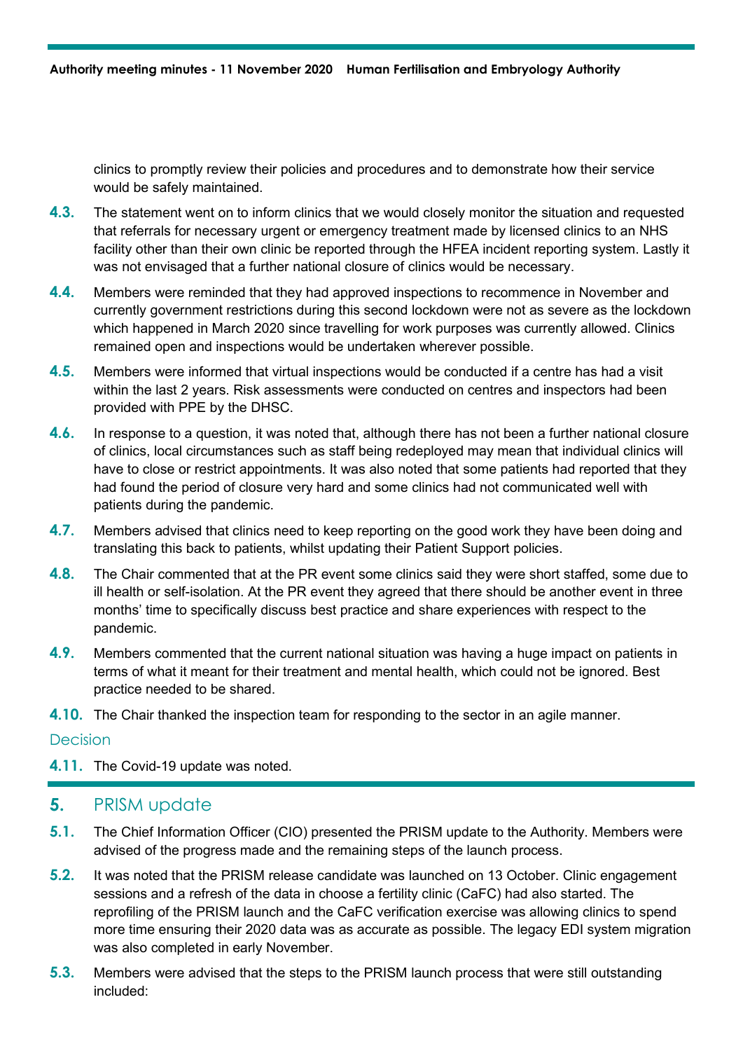clinics to promptly review their policies and procedures and to demonstrate how their service would be safely maintained.

**4.3.** The statement went on to inform clinics that we would closely monitor the situation and requested that referrals for necessary urgent or emergency treatment made by licensed clinics to an NHS facility other than their own clinic be reported through the HFEA incident reporting system. Lastly it was not envisaged that a further national closure of clinics would be necessary.

**4.4.** Members were reminded that they had approved inspections to recommence in November and currently government restrictions during this second lockdown were not as severe as the lockdown which happened in March 2020 since travelling for work purposes was currently allowed. Clinics remained open and inspections would be undertaken wherever possible.

**4.5.** Members were informed that virtual inspections would be conducted if a centre has had a visit within the last 2 years. Risk assessments were conducted on centres and inspectors had been provided with PPE by the DHSC.

**4.6.** In response to a question, it was noted that, although there has not been a further national closure of clinics, local circumstances such as staff being redeployed may mean that individual clinics will have to close or restrict appointments. It was also noted that some patients had reported that they had found the period of closure very hard and some clinics had not communicated well with patients during the pandemic.

**4.7.** Members advised that clinics need to keep reporting on the good work they have been doing and translating this back to patients, whilst updating their Patient Support policies.

**4.8.** The Chair commented that at the PR event some clinics said they were short staffed, some due to ill health or self-isolation. At the PR event they agreed that there should be another event in three months' time to specifically discuss best practice and share experiences with respect to the pandemic.

**4.9.** Members commented that the current national situation was having a huge impact on patients in terms of what it meant for their treatment and mental health, which could not be ignored. Best practice needed to be shared.

**4.10.** The Chair thanked the inspection team for responding to the sector in an agile manner.

### Decision

**4.11.** The Covid-19 update was noted.

## 5. PRISM update

**5.1.** The Chief Information Officer (CIO) presented the PRISM update to the Authority. Members were advised of the progress made and the remaining steps of the launch process.

**5.2.** It was noted that the PRISM release candidate was launched on 13 October. Clinic engagement sessions and a refresh of the data in choose a fertility clinic (CaFC) had also started. The reprofiling of the PRISM launch and the CaFC verification exercise was allowing clinics to spend more time ensuring their 2020 data was as accurate as possible. The legacy EDI system migration was also completed in early November.

**5.3.** Members were advised that the steps to the PRISM launch process that were still outstanding included: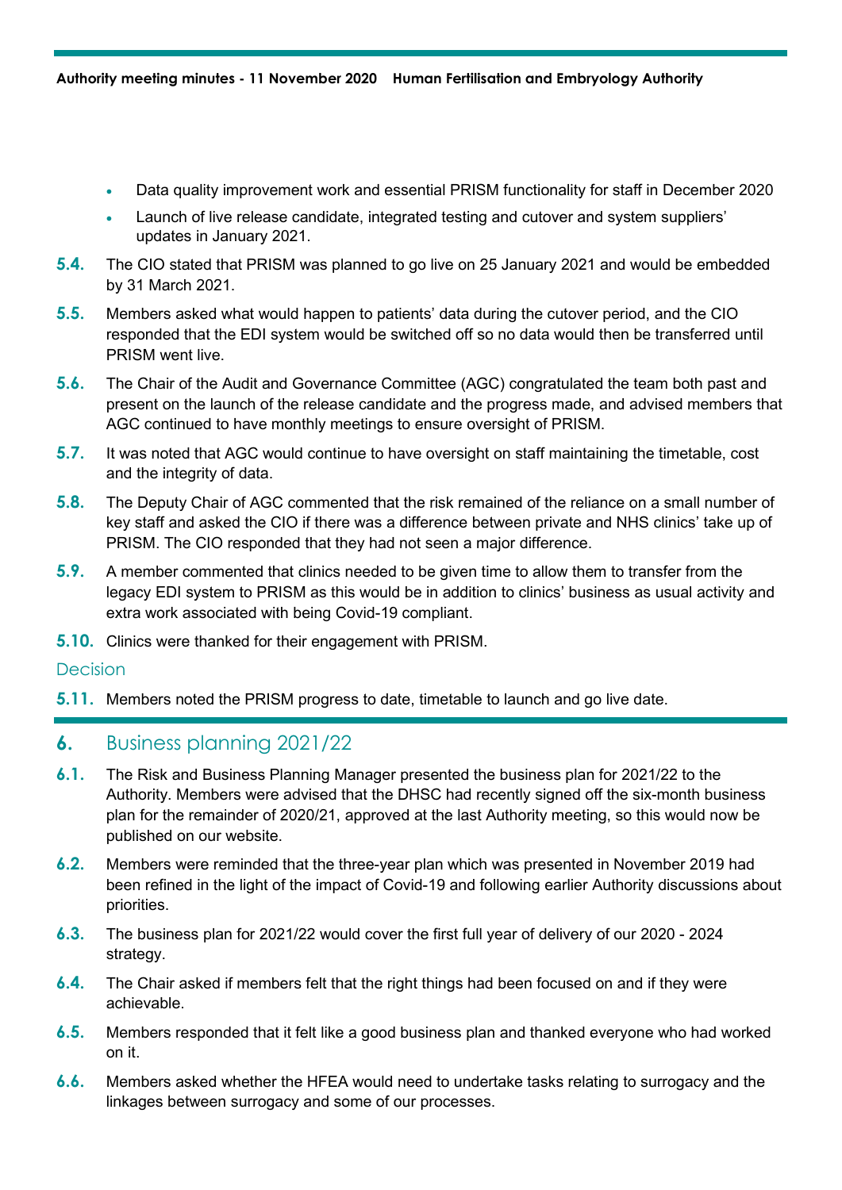- Data quality improvement work and essential PRISM functionality for staff in December 2020
- Launch of live release candidate, integrated testing and cutover and system suppliers' updates in January 2021.

**5.4.** The CIO stated that PRISM was planned to go live on 25 January 2021 and would be embedded by 31 March 2021.

**5.5.** Members asked what would happen to patients' data during the cutover period, and the CIO responded that the EDI system would be switched off so no data would then be transferred until PRISM went live.

**5.6.** The Chair of the Audit and Governance Committee (AGC) congratulated the team both past and present on the launch of the release candidate and the progress made, and advised members that AGC continued to have monthly meetings to ensure oversight of PRISM.

**5.7.** It was noted that AGC would continue to have oversight on staff maintaining the timetable, cost and the integrity of data.

**5.8.** The Deputy Chair of AGC commented that the risk remained of the reliance on a small number of key staff and asked the CIO if there was a difference between private and NHS clinics' take up of PRISM. The CIO responded that they had not seen a major difference.

**5.9.** A member commented that clinics needed to be given time to allow them to transfer from the legacy EDI system to PRISM as this would be in addition to clinics' business as usual activity and extra work associated with being Covid-19 compliant.

**5.10.** Clinics were thanked for their engagement with PRISM.

### Decision

**5.11.** Members noted the PRISM progress to date, timetable to launch and go live date.

## 6. Business planning 2021/22

**6.1.** The Risk and Business Planning Manager presented the business plan for 2021/22 to the Authority. Members were advised that the DHSC had recently signed off the six-month business plan for the remainder of 2020/21, approved at the last Authority meeting, so this would now be published on our website.

**6.2.** Members were reminded that the three-year plan which was presented in November 2019 had been refined in the light of the impact of Covid-19 and following earlier Authority discussions about priorities.

**6.3.** The business plan for 2021/22 would cover the first full year of delivery of our 2020 - 2024 strategy.

**6.4.** The Chair asked if members felt that the right things had been focused on and if they were achievable.

**6.5.** Members responded that it felt like a good business plan and thanked everyone who had worked on it.

**6.6.** Members asked whether the HFEA would need to undertake tasks relating to surrogacy and the linkages between surrogacy and some of our processes.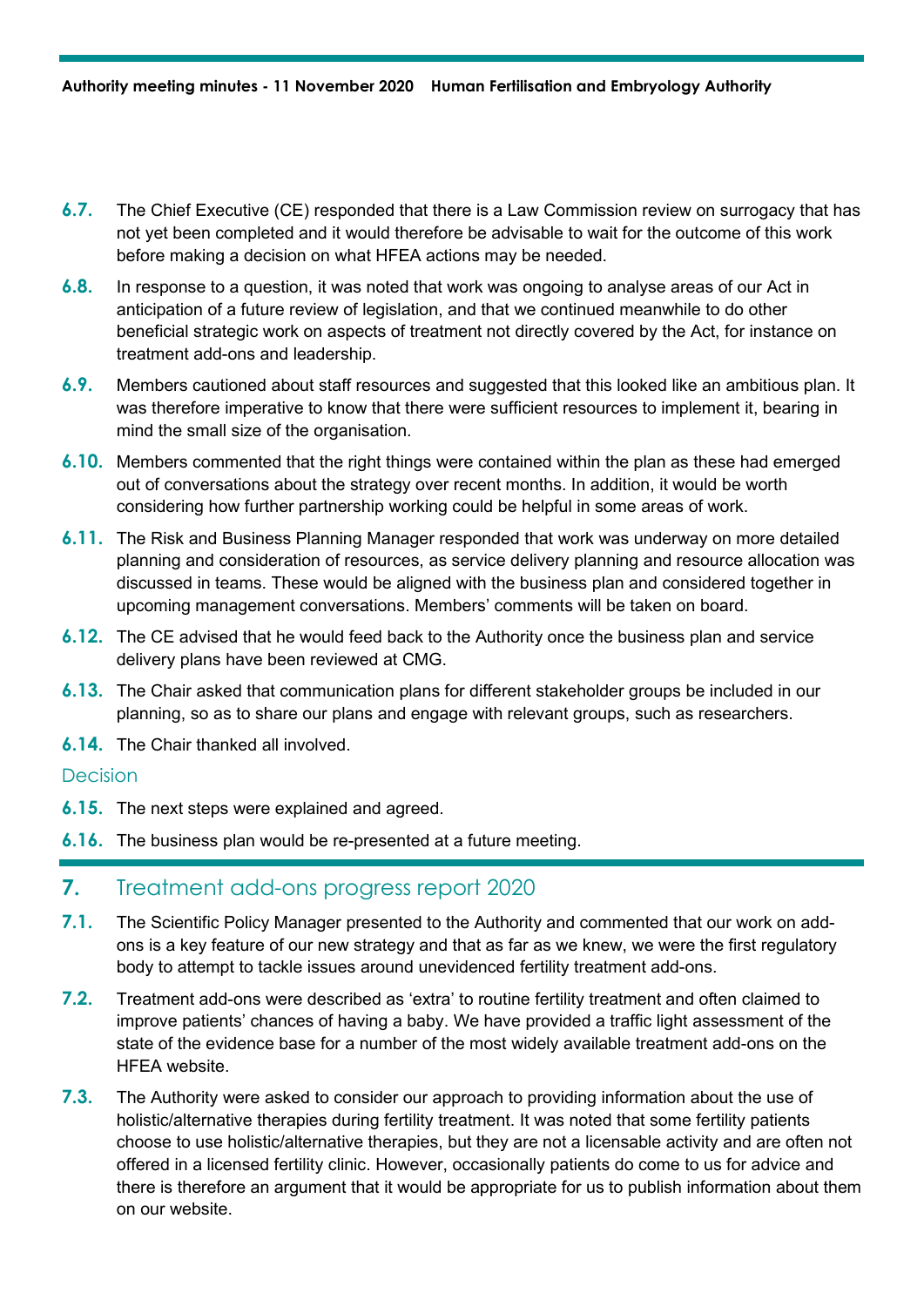6.7. The Chief Executive (CE) responded that there is a Law Commission review on surrogacy that has not yet been completed and it would therefore be advisable to wait for the outcome of this work before making a decision on what HFEA actions may be needed.

6.8. In response to a question, it was noted that work was ongoing to analyse areas of our Act in anticipation of a future review of legislation, and that we continued meanwhile to do other beneficial strategic work on aspects of treatment not directly covered by the Act, for instance on treatment add-ons and leadership.

6.9. Members cautioned about staff resources and suggested that this looked like an ambitious plan. It was therefore imperative to know that there were sufficient resources to implement it, bearing in mind the small size of the organisation.

6.10. Members commented that the right things were contained within the plan as these had emerged out of conversations about the strategy over recent months. In addition, it would be worth considering how further partnership working could be helpful in some areas of work.

6.11. The Risk and Business Planning Manager responded that work was underway on more detailed planning and consideration of resources, as service delivery planning and resource allocation was discussed in teams. These would be aligned with the business plan and considered together in upcoming management conversations. Members' comments will be taken on board.

6.12. The CE advised that he would feed back to the Authority once the business plan and service delivery plans have been reviewed at CMG.

6.13. The Chair asked that communication plans for different stakeholder groups be included in our planning, so as to share our plans and engage with relevant groups, such as researchers.

6.14. The Chair thanked all involved.

### Decision

6.15. The next steps were explained and agreed.

6.16. The business plan would be re-presented at a future meeting.

## 7. Treatment add-ons progress report 2020

7.1. The Scientific Policy Manager presented to the Authority and commented that our work on add-ons is a key feature of our new strategy and that as far as we knew, we were the first regulatory body to attempt to tackle issues around unevidenced fertility treatment add-ons.

7.2. Treatment add-ons were described as 'extra' to routine fertility treatment and often claimed to improve patients' chances of having a baby. We have provided a traffic light assessment of the state of the evidence base for a number of the most widely available treatment add-ons on the HFEA website.

7.3. The Authority were asked to consider our approach to providing information about the use of holistic/alternative therapies during fertility treatment. It was noted that some fertility patients choose to use holistic/alternative therapies, but they are not a licensable activity and are often not offered in a licensed fertility clinic. However, occasionally patients do come to us for advice and there is therefore an argument that it would be appropriate for us to publish information about them on our website.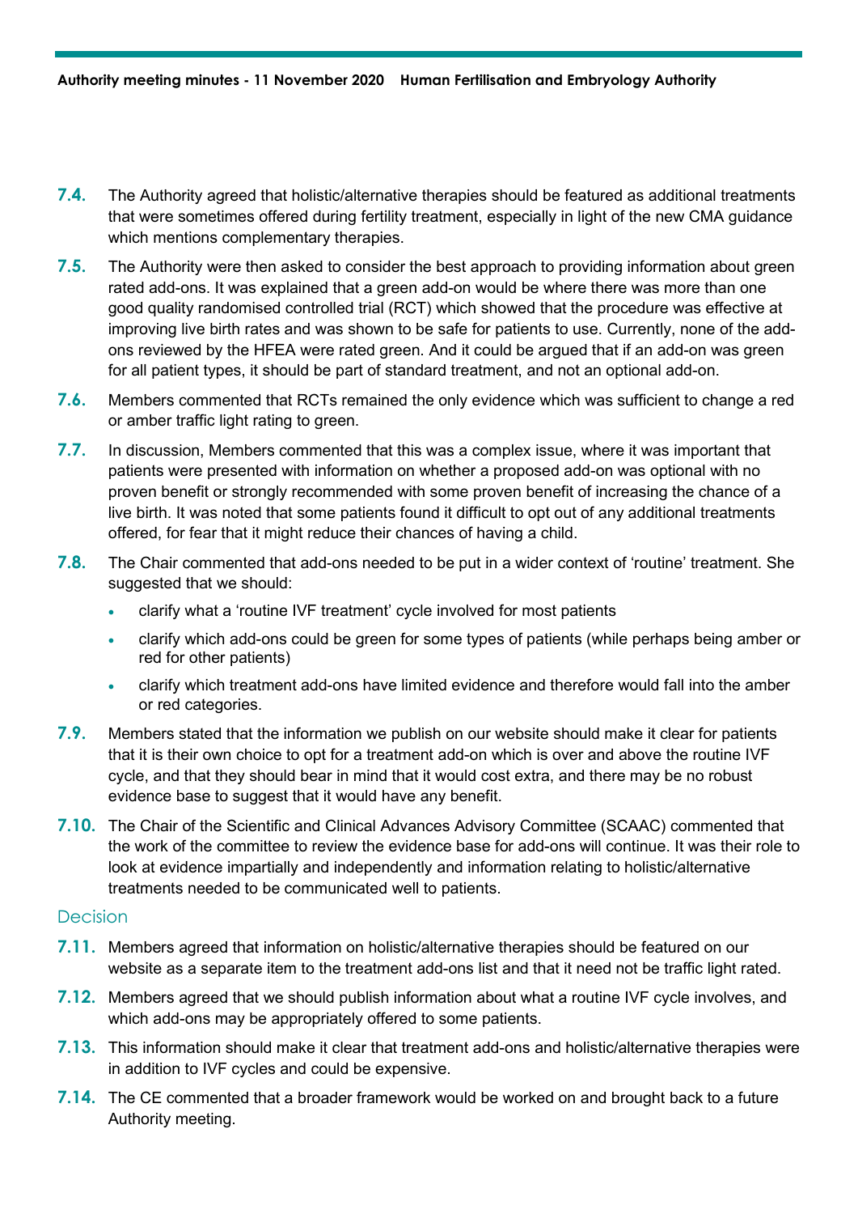**7.4.** The Authority agreed that holistic/alternative therapies should be featured as additional treatments that were sometimes offered during fertility treatment, especially in light of the new CMA guidance which mentions complementary therapies.

**7.5.** The Authority were then asked to consider the best approach to providing information about green rated add-ons. It was explained that a green add-on would be where there was more than one good quality randomised controlled trial (RCT) which showed that the procedure was effective at improving live birth rates and was shown to be safe for patients to use. Currently, none of the add-ons reviewed by the HFEA were rated green. And it could be argued that if an add-on was green for all patient types, it should be part of standard treatment, and not an optional add-on.

**7.6.** Members commented that RCTs remained the only evidence which was sufficient to change a red or amber traffic light rating to green.

**7.7.** In discussion, Members commented that this was a complex issue, where it was important that patients were presented with information on whether a proposed add-on was optional with no proven benefit or strongly recommended with some proven benefit of increasing the chance of a live birth. It was noted that some patients found it difficult to opt out of any additional treatments offered, for fear that it might reduce their chances of having a child.

**7.8.** The Chair commented that add-ons needed to be put in a wider context of 'routine' treatment. She suggested that we should:

- clarify what a 'routine IVF treatment' cycle involved for most patients
- clarify which add-ons could be green for some types of patients (while perhaps being amber or red for other patients)
- clarify which treatment add-ons have limited evidence and therefore would fall into the amber or red categories.

**7.9.** Members stated that the information we publish on our website should make it clear for patients that it is their own choice to opt for a treatment add-on which is over and above the routine IVF cycle, and that they should bear in mind that it would cost extra, and there may be no robust evidence base to suggest that it would have any benefit.

**7.10.** The Chair of the Scientific and Clinical Advances Advisory Committee (SCAAC) commented that the work of the committee to review the evidence base for add-ons will continue. It was their role to look at evidence impartially and independently and information relating to holistic/alternative treatments needed to be communicated well to patients.

## Decision

**7.11.** Members agreed that information on holistic/alternative therapies should be featured on our website as a separate item to the treatment add-ons list and that it need not be traffic light rated.

**7.12.** Members agreed that we should publish information about what a routine IVF cycle involves, and which add-ons may be appropriately offered to some patients.

**7.13.** This information should make it clear that treatment add-ons and holistic/alternative therapies were in addition to IVF cycles and could be expensive.

**7.14.** The CE commented that a broader framework would be worked on and brought back to a future Authority meeting.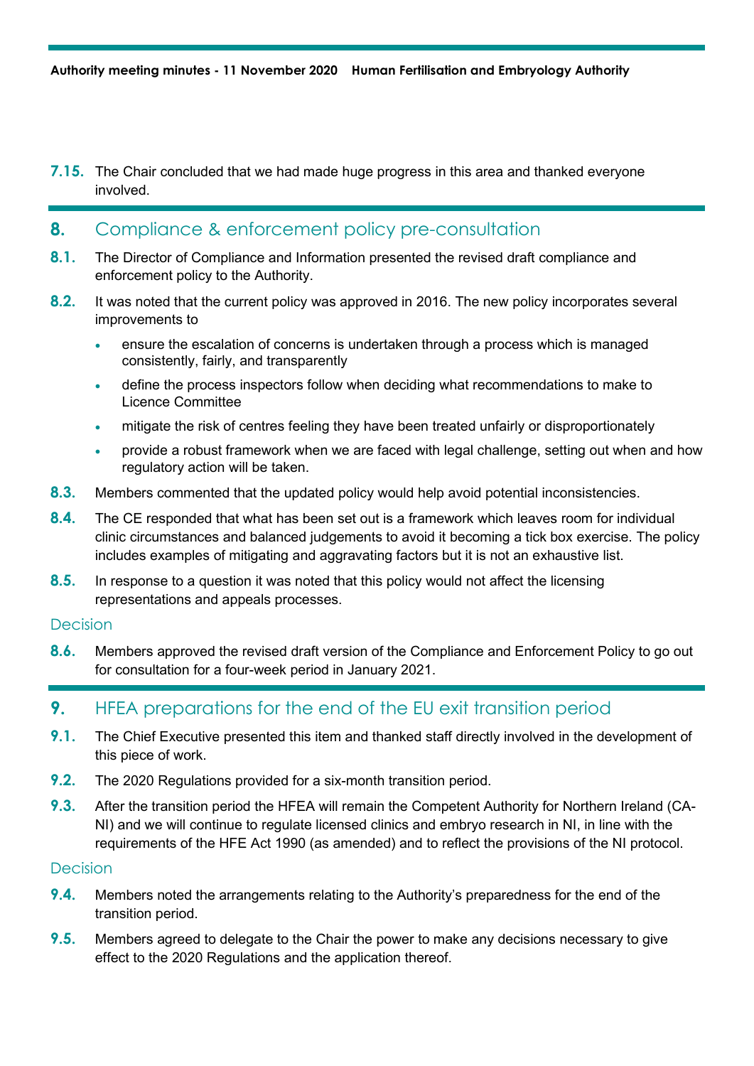**7.15.** The Chair concluded that we had made huge progress in this area and thanked everyone involved.

## 8. Compliance & enforcement policy pre-consultation

**8.1.** The Director of Compliance and Information presented the revised draft compliance and enforcement policy to the Authority.

**8.2.** It was noted that the current policy was approved in 2016. The new policy incorporates several improvements to

- ensure the escalation of concerns is undertaken through a process which is managed consistently, fairly, and transparently
- define the process inspectors follow when deciding what recommendations to make to Licence Committee
- mitigate the risk of centres feeling they have been treated unfairly or disproportionately
- provide a robust framework when we are faced with legal challenge, setting out when and how regulatory action will be taken.

**8.3.** Members commented that the updated policy would help avoid potential inconsistencies.

**8.4.** The CE responded that what has been set out is a framework which leaves room for individual clinic circumstances and balanced judgements to avoid it becoming a tick box exercise. The policy includes examples of mitigating and aggravating factors but it is not an exhaustive list.

**8.5.** In response to a question it was noted that this policy would not affect the licensing representations and appeals processes.

### Decision

**8.6.** Members approved the revised draft version of the Compliance and Enforcement Policy to go out for consultation for a four-week period in January 2021.

## 9. HFEA preparations for the end of the EU exit transition period

**9.1.** The Chief Executive presented this item and thanked staff directly involved in the development of this piece of work.

**9.2.** The 2020 Regulations provided for a six-month transition period.

**9.3.** After the transition period the HFEA will remain the Competent Authority for Northern Ireland (CA-NI) and we will continue to regulate licensed clinics and embryo research in NI, in line with the requirements of the HFE Act 1990 (as amended) and to reflect the provisions of the NI protocol.

### Decision

**9.4.** Members noted the arrangements relating to the Authority's preparedness for the end of the transition period.

**9.5.** Members agreed to delegate to the Chair the power to make any decisions necessary to give effect to the 2020 Regulations and the application thereof.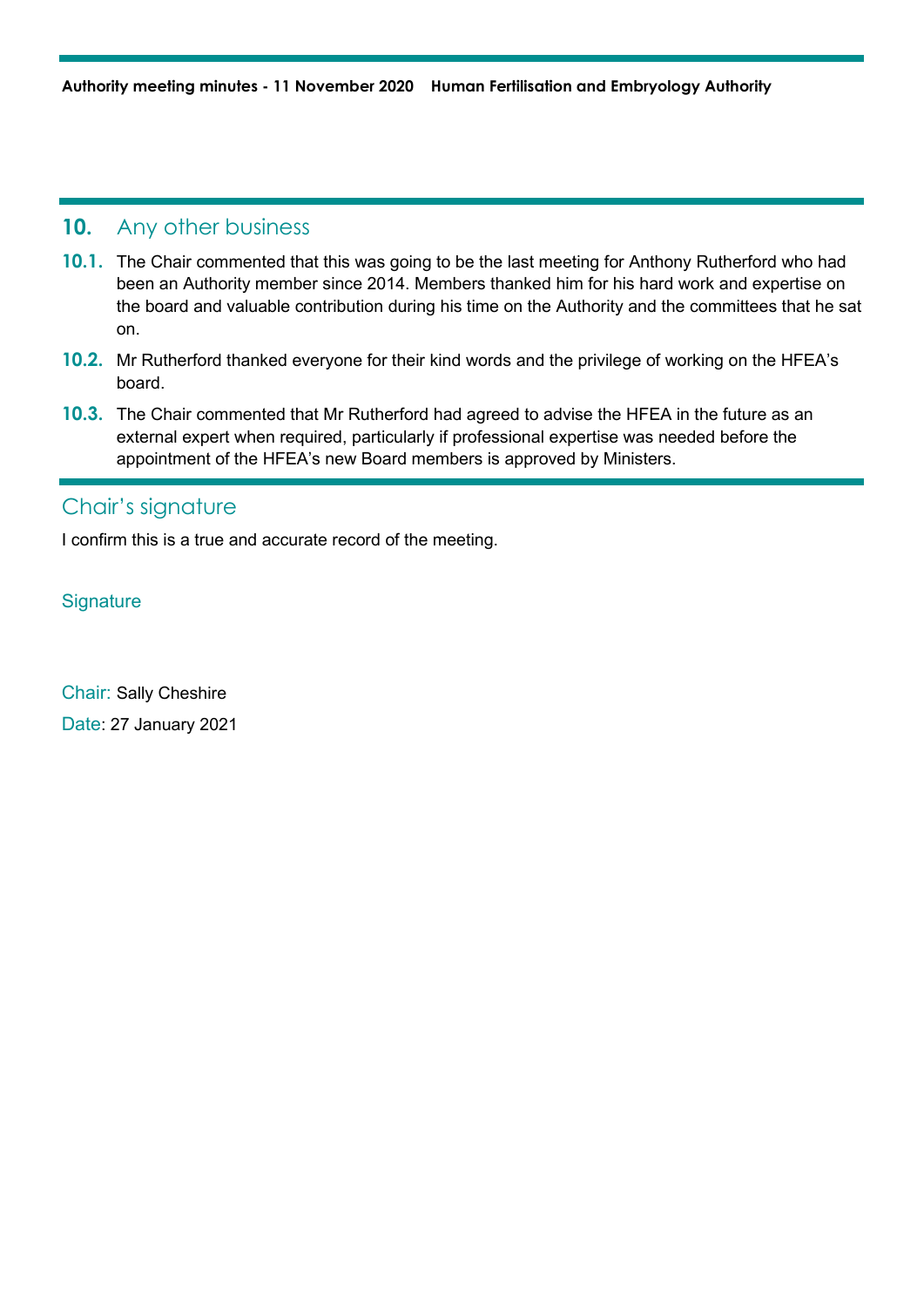## 10. Any other business

**10.1.** The Chair commented that this was going to be the last meeting for Anthony Rutherford who had been an Authority member since 2014. Members thanked him for his hard work and expertise on the board and valuable contribution during his time on the Authority and the committees that he sat on.

**10.2.** Mr Rutherford thanked everyone for their kind words and the privilege of working on the HFEA's board.

**10.3.** The Chair commented that Mr Rutherford had agreed to advise the HFEA in the future as an external expert when required, particularly if professional expertise was needed before the appointment of the HFEA's new Board members is approved by Ministers.

## Chair's signature

I confirm this is a true and accurate record of the meeting.

Signature

Chair: Sally Cheshire

Date: 27 January 2021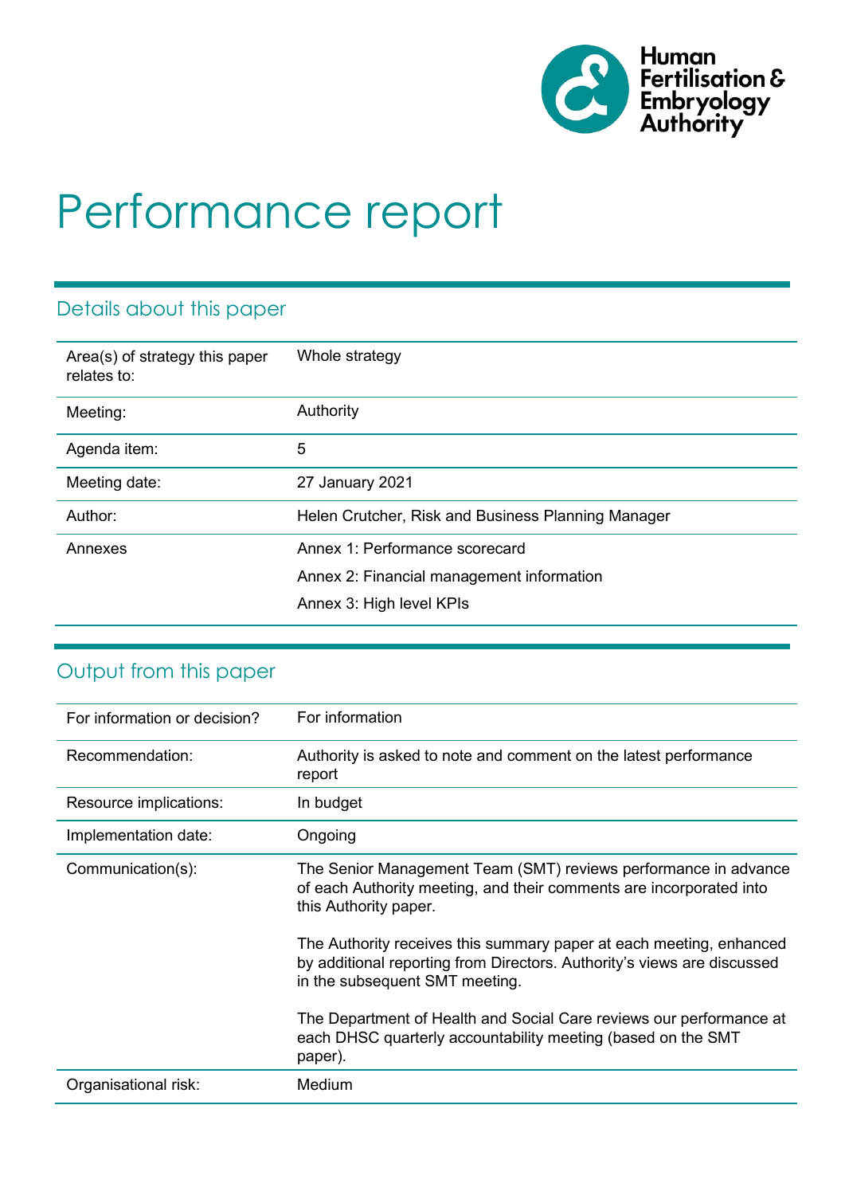# Performance report

## Details about this paper

| Area(s) of strategy this paper relates to: | Whole strategy |
|---|---|
| Meeting: | Authority |
| Agenda item: | 5 |
| Meeting date: | 27 January 2021 |
| Author: | Helen Crutcher, Risk and Business Planning Manager |
| Annexes | Annex 1: Performance scorecard<br>Annex 2: Financial management information<br>Annex 3: High level KPIs |

## Output from this paper

| For information or decision? | For information |
|---|---|
| Recommendation: | Authority is asked to note and comment on the latest performance report |
| Resource implications: | In budget |
| Implementation date: | Ongoing |
| Communication(s): | The Senior Management Team (SMT) reviews performance in advance of each Authority meeting, and their comments are incorporated into this Authority paper.<br><br>The Authority receives this summary paper at each meeting, enhanced by additional reporting from Directors. Authority's views are discussed in the subsequent SMT meeting.<br><br>The Department of Health and Social Care reviews our performance at each DHSC quarterly accountability meeting (based on the SMT paper). |
| Organisational risk: | Medium |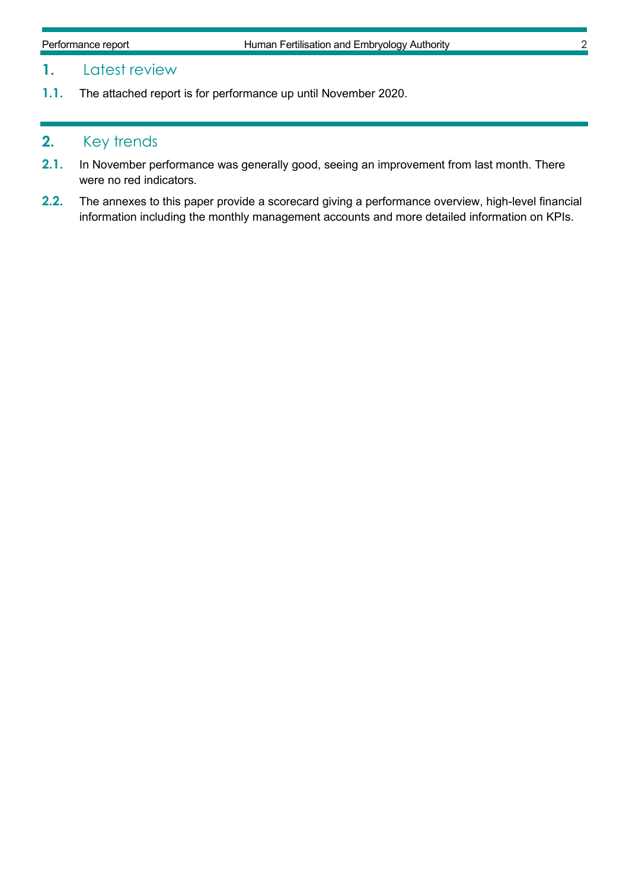## 1. Latest review

**1.1.** The attached report is for performance up until November 2020.

## 2. Key trends

**2.1.** In November performance was generally good, seeing an improvement from last month. There were no red indicators.

**2.2.** The annexes to this paper provide a scorecard giving a performance overview, high-level financial information including the monthly management accounts and more detailed information on KPIs.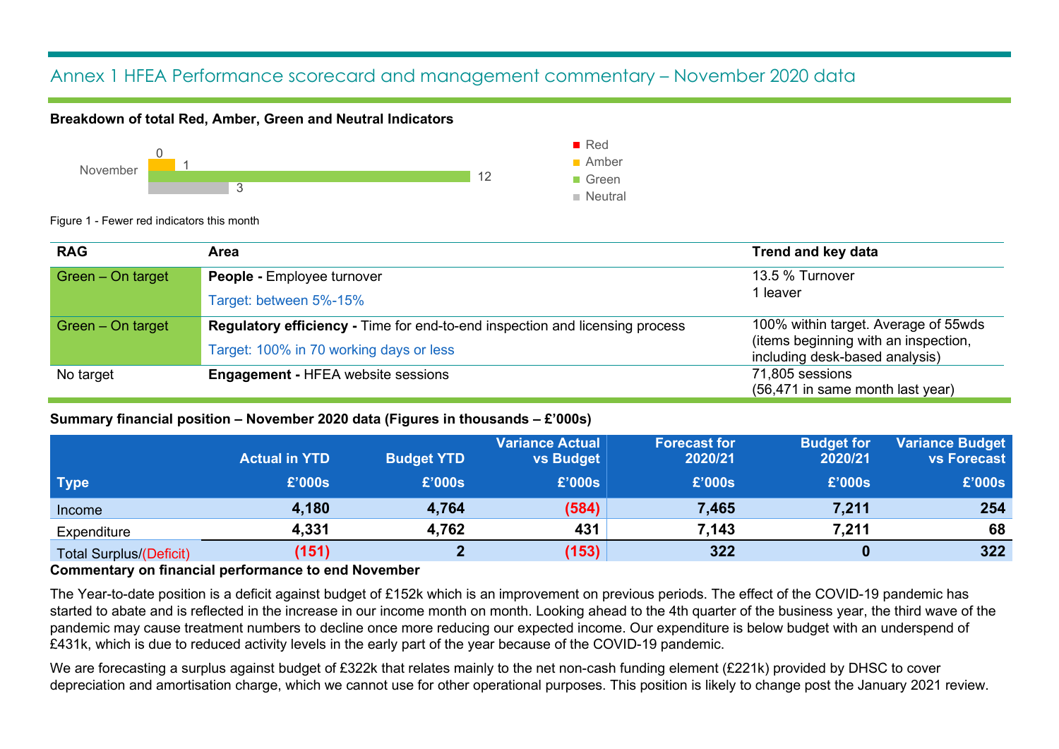# Annex 1 HFEA Performance scorecard and management commentary – November 2020 data

**Breakdown of total Red, Amber, Green and Neutral Indicators**

| | Red | Amber | Green | Neutral |
|---|---|---|---|---|
| November | 0 | 1 | 12 | 3 |

Figure 1 - Fewer red indicators this month

| RAG | Area | Trend and key data |
|---|---|---|
| Green – On target | **People -** Employee turnover<br>Target: between 5%-15% | 13.5 % Turnover<br>1 leaver |
| Green – On target | **Regulatory efficiency -** Time for end-to-end inspection and licensing process<br>Target: 100% in 70 working days or less | 100% within target. Average of 55wds (items beginning with an inspection, including desk-based analysis) |
| No target | **Engagement -** HFEA website sessions | 71,805 sessions<br>(56,471 in same month last year) |

**Summary financial position – November 2020 data (Figures in thousands – £'000s)**

| Type | Actual in YTD £'000s | Budget YTD £'000s | Variance Actual vs Budget £'000s | Forecast for 2020/21 £'000s | Budget for 2020/21 £'000s | Variance Budget vs Forecast £'000s |
|---|---|---|---|---|---|---|
| Income | **4,180** | **4,764** | **(584)** | **7,465** | **7,211** | **254** |
| Expenditure | **4,331** | **4,762** | **431** | **7,143** | **7,211** | **68** |
| Total Surplus/(Deficit) | **(151)** | **2** | **(153)** | **322** | **0** | **322** |

**Commentary on financial performance to end November**

The Year-to-date position is a deficit against budget of £152k which is an improvement on previous periods. The effect of the COVID-19 pandemic has started to abate and is reflected in the increase in our income month on month. Looking ahead to the 4th quarter of the business year, the third wave of the pandemic may cause treatment numbers to decline once more reducing our expected income. Our expenditure is below budget with an underspend of £431k, which is due to reduced activity levels in the early part of the year because of the COVID-19 pandemic.

We are forecasting a surplus against budget of £322k that relates mainly to the net non-cash funding element (£221k) provided by DHSC to cover depreciation and amortisation charge, which we cannot use for other operational purposes. This position is likely to change post the January 2021 review.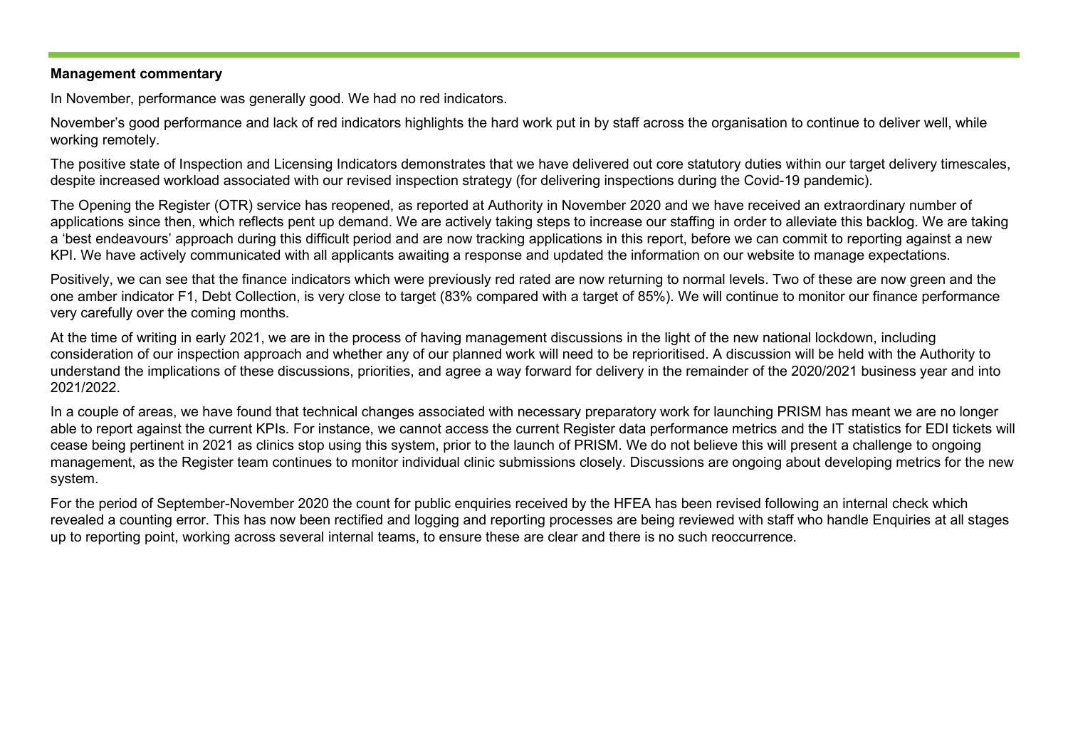**Management commentary**

In November, performance was generally good. We had no red indicators.

November's good performance and lack of red indicators highlights the hard work put in by staff across the organisation to continue to deliver well, while working remotely.

The positive state of Inspection and Licensing Indicators demonstrates that we have delivered out core statutory duties within our target delivery timescales, despite increased workload associated with our revised inspection strategy (for delivering inspections during the Covid-19 pandemic).

The Opening the Register (OTR) service has reopened, as reported at Authority in November 2020 and we have received an extraordinary number of applications since then, which reflects pent up demand. We are actively taking steps to increase our staffing in order to alleviate this backlog. We are taking a 'best endeavours' approach during this difficult period and are now tracking applications in this report, before we can commit to reporting against a new KPI. We have actively communicated with all applicants awaiting a response and updated the information on our website to manage expectations.

Positively, we can see that the finance indicators which were previously red rated are now returning to normal levels. Two of these are now green and the one amber indicator F1, Debt Collection, is very close to target (83% compared with a target of 85%). We will continue to monitor our finance performance very carefully over the coming months.

At the time of writing in early 2021, we are in the process of having management discussions in the light of the new national lockdown, including consideration of our inspection approach and whether any of our planned work will need to be reprioritised. A discussion will be held with the Authority to understand the implications of these discussions, priorities, and agree a way forward for delivery in the remainder of the 2020/2021 business year and into 2021/2022.

In a couple of areas, we have found that technical changes associated with necessary preparatory work for launching PRISM has meant we are no longer able to report against the current KPIs. For instance, we cannot access the current Register data performance metrics and the IT statistics for EDI tickets will cease being pertinent in 2021 as clinics stop using this system, prior to the launch of PRISM. We do not believe this will present a challenge to ongoing management, as the Register team continues to monitor individual clinic submissions closely. Discussions are ongoing about developing metrics for the new system.

For the period of September-November 2020 the count for public enquiries received by the HFEA has been revised following an internal check which revealed a counting error. This has now been rectified and logging and reporting processes are being reviewed with staff who handle Enquiries at all stages up to reporting point, working across several internal teams, to ensure these are clear and there is no such reoccurrence.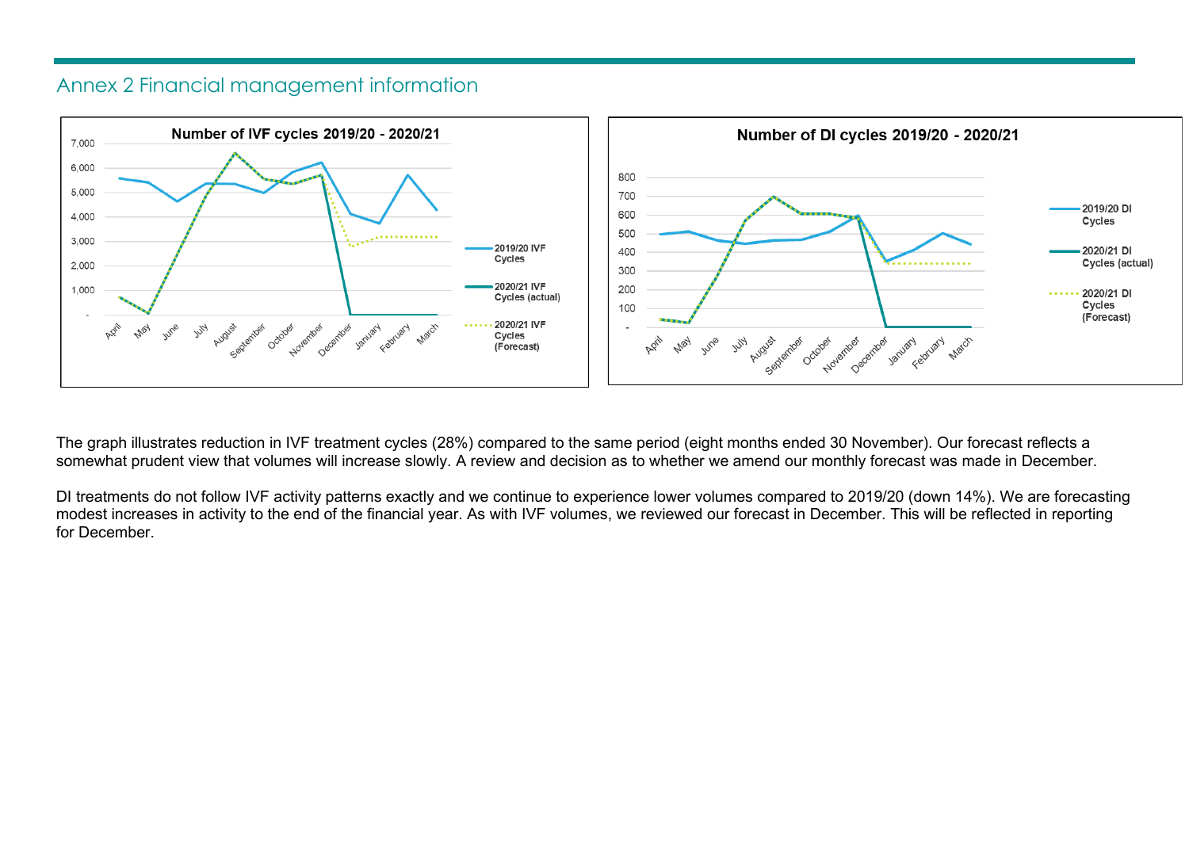## Annex 2 Financial management information

The graph illustrates reduction in IVF treatment cycles (28%) compared to the same period (eight months ended 30 November). Our forecast reflects a somewhat prudent view that volumes will increase slowly. A review and decision as to whether we amend our monthly forecast was made in December.

DI treatments do not follow IVF activity patterns exactly and we continue to experience lower volumes compared to 2019/20 (down 14%). We are forecasting modest increases in activity to the end of the financial year. As with IVF volumes, we reviewed our forecast in December. This will be reflected in reporting for December.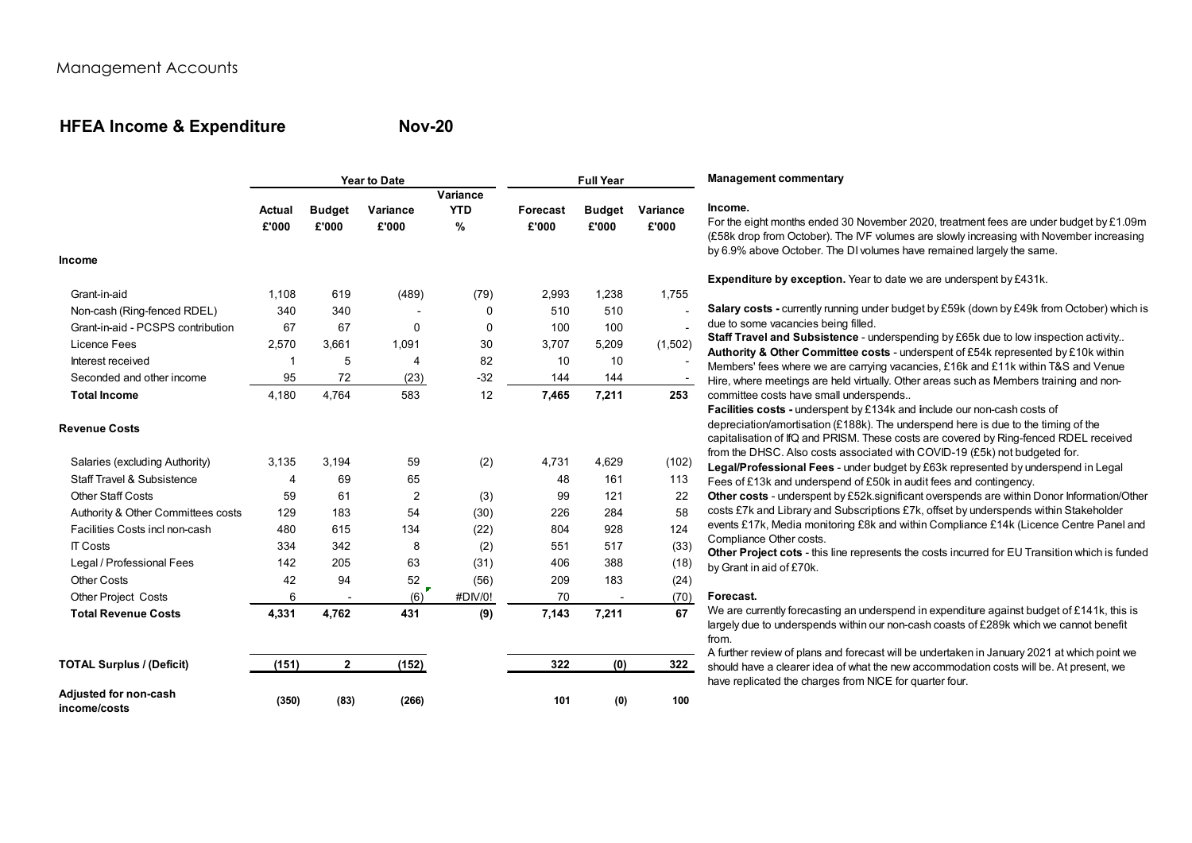# Management Accounts

## HFEA Income & Expenditure — Nov-20

| | Year to Date | | | | Full Year | | |
|---|---|---|---|---|---|---|---|
| | Actual £'000 | Budget £'000 | Variance £'000 | Variance YTD % | Forecast £'000 | Budget £'000 | Variance £'000 |
| **Income** | | | | | | | |
| Grant-in-aid | 1,108 | 619 | (489) | (79) | 2,993 | 1,238 | 1,755 |
| Non-cash (Ring-fenced RDEL) | 340 | 340 | - | 0 | 510 | 510 | - |
| Grant-in-aid - PCSPS contribution | 67 | 67 | 0 | 0 | 100 | 100 | - |
| Licence Fees | 2,570 | 3,661 | 1,091 | 30 | 3,707 | 5,209 | (1,502) |
| Interest received | 1 | 5 | 4 | 82 | 10 | 10 | - |
| Seconded and other income | 95 | 72 | (23) | -32 | 144 | 144 | - |
| **Total Income** | 4,180 | 4,764 | 583 | 12 | **7,465** | **7,211** | **253** |
| **Revenue Costs** | | | | | | | |
| Salaries (excluding Authority) | 3,135 | 3,194 | 59 | (2) | 4,731 | 4,629 | (102) |
| Staff Travel & Subsistence | 4 | 69 | 65 | | 48 | 161 | 113 |
| Other Staff Costs | 59 | 61 | 2 | (3) | 99 | 121 | 22 |
| Authority & Other Committees costs | 129 | 183 | 54 | (30) | 226 | 284 | 58 |
| Facilities Costs incl non-cash | 480 | 615 | 134 | (22) | 804 | 928 | 124 |
| IT Costs | 334 | 342 | 8 | (2) | 551 | 517 | (33) |
| Legal / Professional Fees | 142 | 205 | 63 | (31) | 406 | 388 | (18) |
| Other Costs | 42 | 94 | 52 | (56) | 209 | 183 | (24) |
| Other Project Costs | 6 | - | (6) | #DIV/0! | 70 | - | (70) |
| **Total Revenue Costs** | **4,331** | **4,762** | **431** | **(9)** | **7,143** | **7,211** | **67** |
| **TOTAL Surplus / (Deficit)** | **(151)** | **2** | **(152)** | | **322** | **(0)** | **322** |
| **Adjusted for non-cash income/costs** | **(350)** | **(83)** | **(266)** | | **101** | **(0)** | **100** |

### Management commentary

**Income.**
For the eight months ended 30 November 2020, treatment fees are under budget by £1.09m (£58k drop from October). The IVF volumes are slowly increasing with November increasing by 6.9% above October. The DI volumes have remained largely the same.

**Expenditure by exception.** Year to date we are underspent by £431k.

**Salary costs -** currently running under budget by £59k (down by £49k from October) which is due to some vacancies being filled.
**Staff Travel and Subsistence** - underspending by £65k due to low inspection activity..
**Authority & Other Committee costs** - underspent of £54k represented by £10k within Members' fees where we are carrying vacancies, £16k and £11k within T&S and Venue Hire, where meetings are held virtually. Other areas such as Members training and non-committee costs have small underspends..
**Facilities costs -** underspent by £134k and include our non-cash costs of depreciation/amortisation (£188k). The underspend here is due to the timing of the capitalisation of IfQ and PRISM. These costs are covered by Ring-fenced RDEL received from the DHSC. Also costs associated with COVID-19 (£5k) not budgeted for.
**Legal/Professional Fees** - under budget by £63k represented by underspend in Legal Fees of £13k and underspend of £50k in audit fees and contingency.
**Other costs** - underspent by £52k.significant overspends are within Donor Information/Other costs £7k and Library and Subscriptions £7k, offset by underspends within Stakeholder events £17k, Media monitoring £8k and within Compliance £14k (Licence Centre Panel and Compliance Other costs.
**Other Project cots** - this line represents the costs incurred for EU Transition which is funded by Grant in aid of £70k.

**Forecast.**
We are currently forecasting an underspend in expenditure against budget of £141k, this is largely due to underspends within our non-cash coasts of £289k which we cannot benefit from.
A further review of plans and forecast will be undertaken in January 2021 at which point we should have a clearer idea of what the new accommodation costs will be. At present, we have replicated the charges from NICE for quarter four.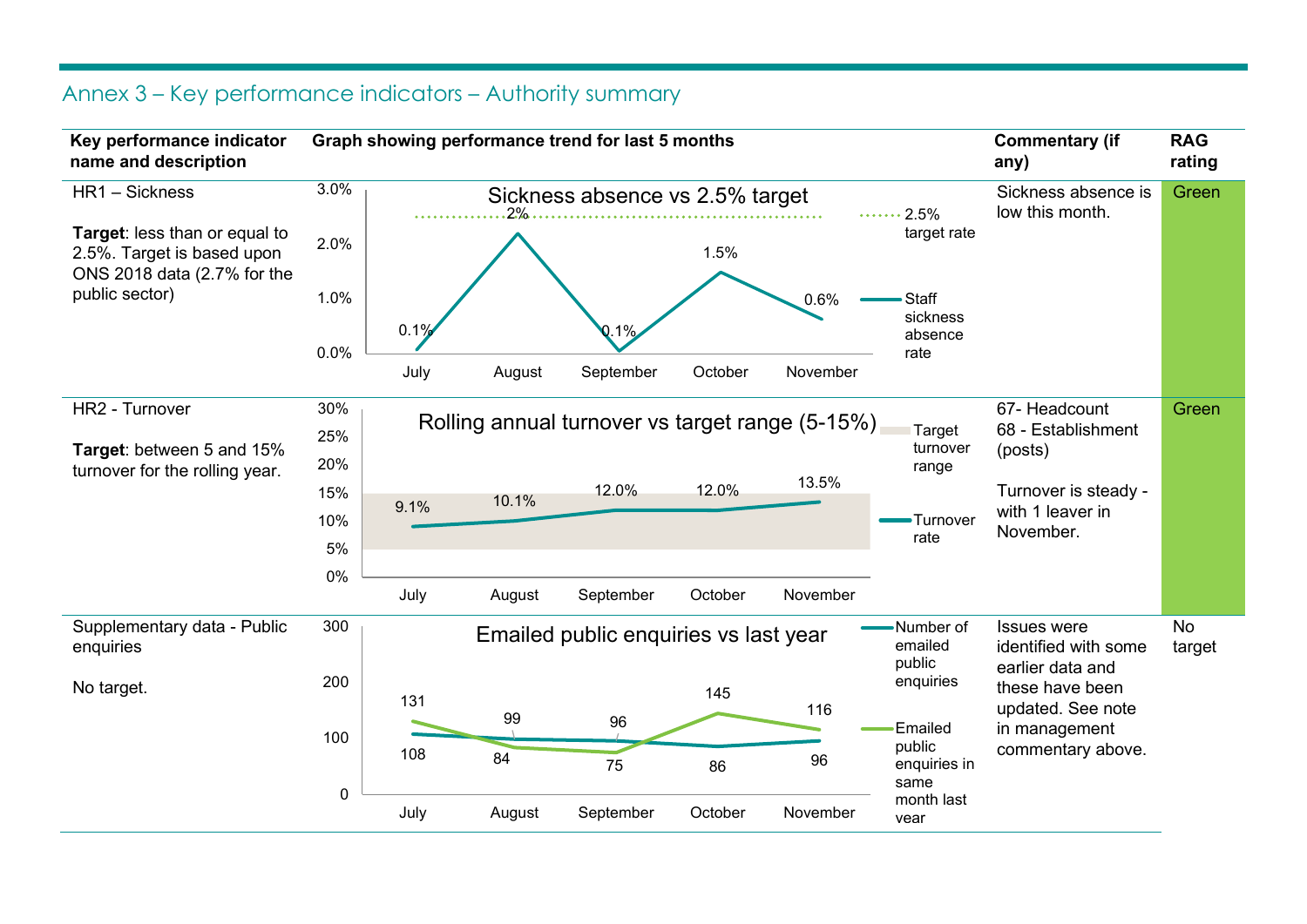# Annex 3 – Key performance indicators – Authority summary

| Key performance indicator name and description | Graph showing performance trend for last 5 months | Commentary (if any) | RAG rating |
|---|---|---|---|
| HR1 – Sickness<br><br>**Target**: less than or equal to 2.5%. Target is based upon ONS 2018 data (2.7% for the public sector) | Sickness absence vs 2.5% target<br>Staff sickness absence rate: July 0.1%, August 2%, September 0.1%, October 1.5%, November 0.6%<br>2.5% target rate | Sickness absence is low this month. | Green |
| HR2 - Turnover<br><br>**Target**: between 5 and 15% turnover for the rolling year. | Rolling annual turnover vs target range (5-15%)<br>Turnover rate: July 9.1%, August 10.1%, September 12.0%, October 12.0%, November 13.5%<br>Target turnover range | 67- Headcount<br>68 - Establishment (posts)<br><br>Turnover is steady - with 1 leaver in November. | Green |
| Supplementary data - Public enquiries<br><br>No target. | Emailed public enquiries vs last year<br>Number of emailed public enquiries: July 108, August 99, September 96, October 86, November 96<br>Emailed public enquiries in same month last year: July 131, August 84, September 75, October 145, November 116 | Issues were identified with some earlier data and these have been updated. See note in management commentary above. | No target |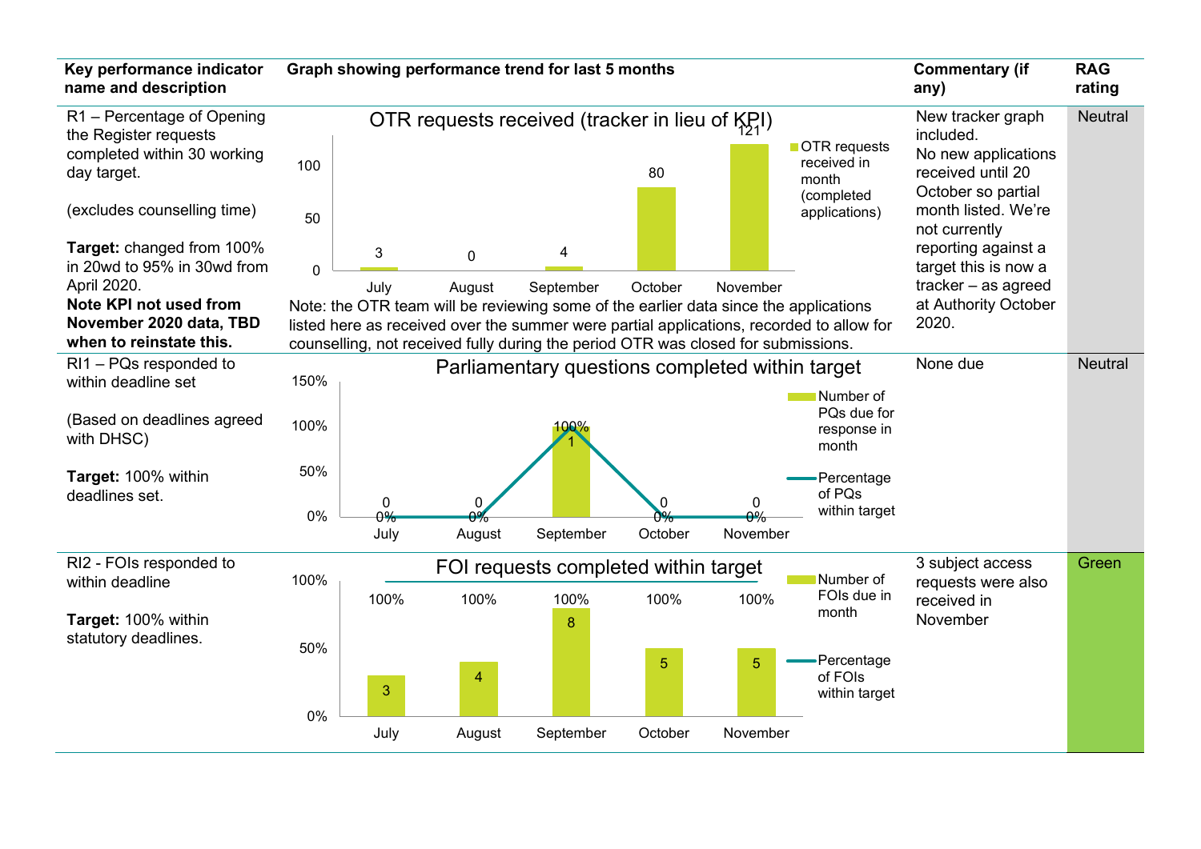| Key performance indicator name and description | Graph showing performance trend for last 5 months | Commentary (if any) | RAG rating |
|---|---|---|---|
| R1 – Percentage of Opening the Register requests completed within 30 working day target.<br><br>(excludes counselling time)<br><br>**Target:** changed from 100% in 20wd to 95% in 30wd from April 2020.<br>**Note KPI not used from November 2020 data, TBD when to reinstate this.** | **OTR requests received (tracker in lieu of KPI)**<br>OTR requests received in month (completed applications): July 3; August 0; September 4; October 80; November 121<br><br>Note: the OTR team will be reviewing some of the earlier data since the applications listed here as received over the summer were partial applications, recorded to allow for counselling, not received fully during the period OTR was closed for submissions. | New tracker graph included.<br>No new applications received until 20 October so partial month listed. We're not currently reporting against a target this is now a tracker – as agreed at Authority October 2020. | Neutral |
| RI1 – PQs responded to within deadline set<br><br>(Based on deadlines agreed with DHSC)<br><br>**Target:** 100% within deadlines set. | **Parliamentary questions completed within target**<br>Number of PQs due for response in month: July 0; August 0; September 1; October 0; November 0<br>Percentage of PQs within target: July 0%; August 0%; September 100%; October 0%; November 0% | None due | Neutral |
| RI2 - FOIs responded to within deadline<br><br>**Target:** 100% within statutory deadlines. | **FOI requests completed within target**<br>Number of FOIs due in month: July 3; August 4; September 8; October 5; November 5<br>Percentage of FOIs within target: July 100%; August 100%; September 100%; October 100%; November 100% | 3 subject access requests were also received in November | Green |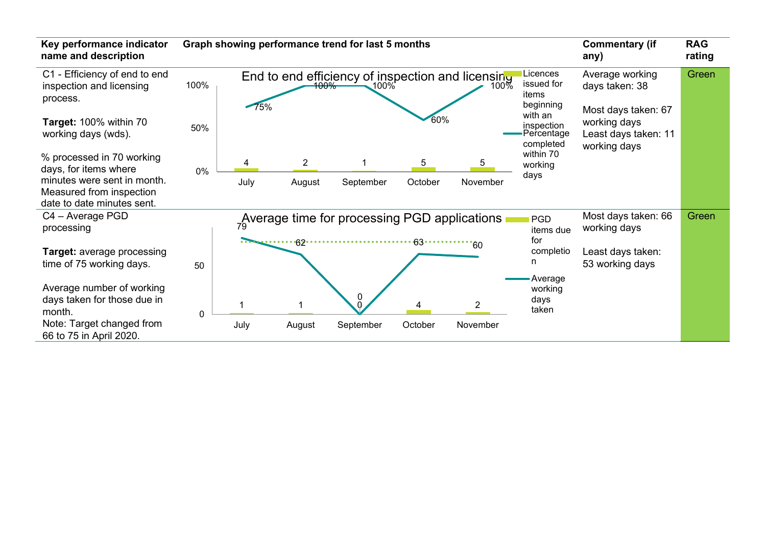| Key performance indicator name and description | Graph showing performance trend for last 5 months | Commentary (if any) | RAG rating |
|---|---|---|---|
| C1 - Efficiency of end to end inspection and licensing process.<br><br>**Target:** 100% within 70 working days (wds).<br><br>% processed in 70 working days, for items where minutes were sent in month. Measured from inspection date to date minutes sent. | **End to end efficiency of inspection and licensing**<br>Licences issued for items beginning with an inspection: July 4, August 2, September 1, October 5, November 5<br>Percentage completed within 70 working days: July 75%, August 100%, September 100%, October 60%, November 100% | Average working days taken: 38<br><br>Most days taken: 67 working days<br>Least days taken: 11 working days | Green |
| C4 – Average PGD processing<br><br>**Target:** average processing time of 75 working days.<br><br>Average number of working days taken for those due in month.<br>Note: Target changed from 66 to 75 in April 2020. | **Average time for processing PGD applications**<br>PGD items due for completion: July 1, August 1, September 0, October 4, November 2<br>Average working days taken: July 79, August 62, September 0, October 63, November 60 | Most days taken: 66 working days<br><br>Least days taken: 53 working days | Green |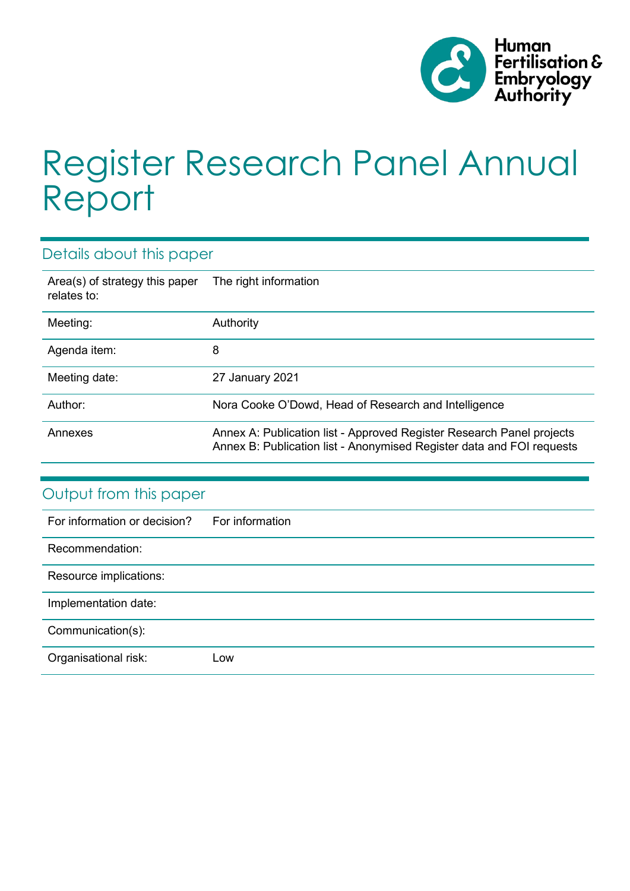# Register Research Panel Annual Report

## Details about this paper

| | |
|---|---|
| Area(s) of strategy this paper relates to: | The right information |
| Meeting: | Authority |
| Agenda item: | 8 |
| Meeting date: | 27 January 2021 |
| Author: | Nora Cooke O'Dowd, Head of Research and Intelligence |
| Annexes | Annex A: Publication list - Approved Register Research Panel projects<br>Annex B: Publication list - Anonymised Register data and FOI requests |

## Output from this paper

| | |
|---|---|
| For information or decision? | For information |
| Recommendation: | |
| Resource implications: | |
| Implementation date: | |
| Communication(s): | |
| Organisational risk: | Low |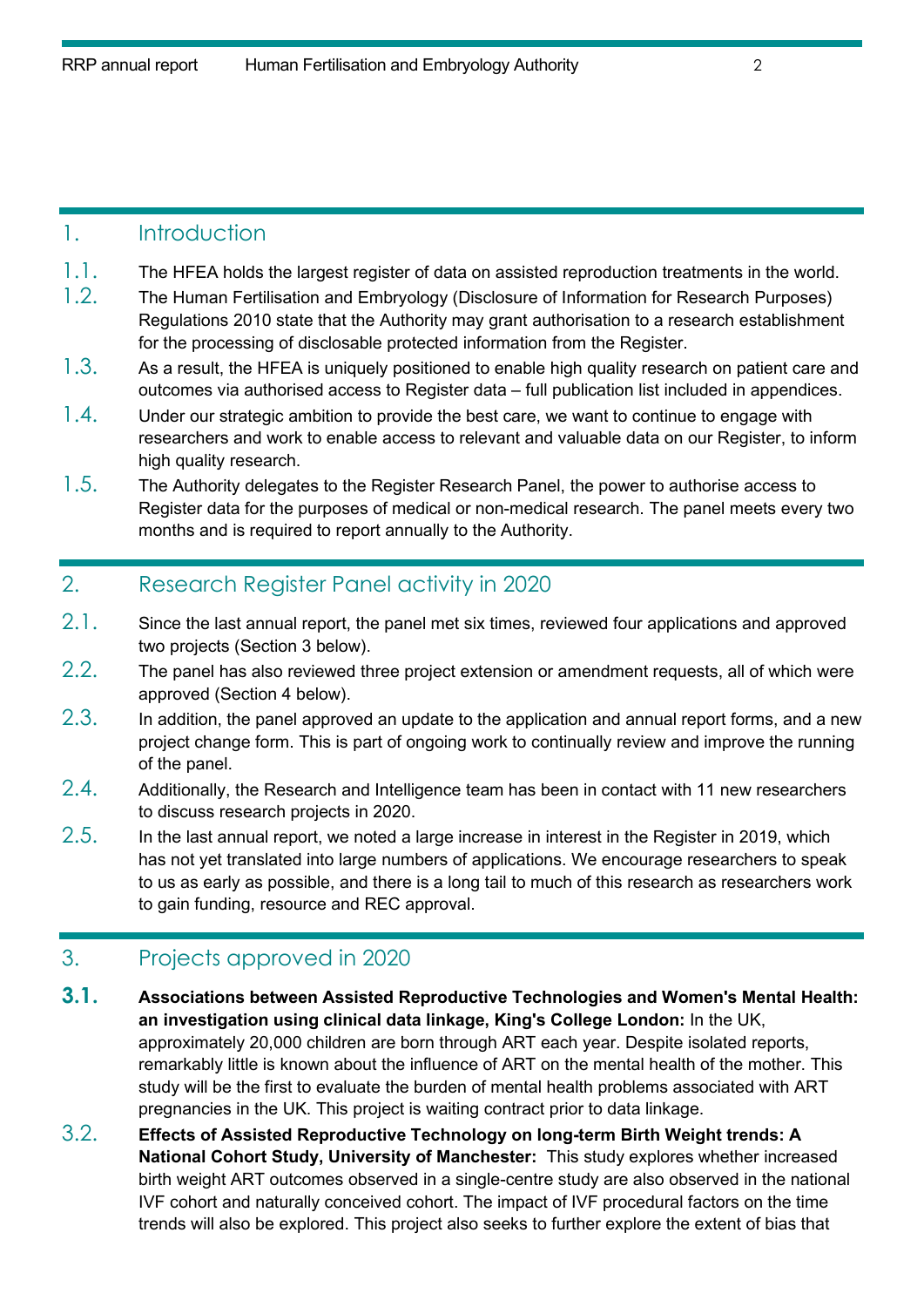## 1. Introduction

1.1. The HFEA holds the largest register of data on assisted reproduction treatments in the world.

1.2. The Human Fertilisation and Embryology (Disclosure of Information for Research Purposes) Regulations 2010 state that the Authority may grant authorisation to a research establishment for the processing of disclosable protected information from the Register.

1.3. As a result, the HFEA is uniquely positioned to enable high quality research on patient care and outcomes via authorised access to Register data – full publication list included in appendices.

1.4. Under our strategic ambition to provide the best care, we want to continue to engage with researchers and work to enable access to relevant and valuable data on our Register, to inform high quality research.

1.5. The Authority delegates to the Register Research Panel, the power to authorise access to Register data for the purposes of medical or non-medical research. The panel meets every two months and is required to report annually to the Authority.

## 2. Research Register Panel activity in 2020

2.1. Since the last annual report, the panel met six times, reviewed four applications and approved two projects (Section 3 below).

2.2. The panel has also reviewed three project extension or amendment requests, all of which were approved (Section 4 below).

2.3. In addition, the panel approved an update to the application and annual report forms, and a new project change form. This is part of ongoing work to continually review and improve the running of the panel.

2.4. Additionally, the Research and Intelligence team has been in contact with 11 new researchers to discuss research projects in 2020.

2.5. In the last annual report, we noted a large increase in interest in the Register in 2019, which has not yet translated into large numbers of applications. We encourage researchers to speak to us as early as possible, and there is a long tail to much of this research as researchers work to gain funding, resource and REC approval.

## 3. Projects approved in 2020

**3.1.** **Associations between Assisted Reproductive Technologies and Women's Mental Health: an investigation using clinical data linkage, King's College London:** In the UK, approximately 20,000 children are born through ART each year. Despite isolated reports, remarkably little is known about the influence of ART on the mental health of the mother. This study will be the first to evaluate the burden of mental health problems associated with ART pregnancies in the UK. This project is waiting contract prior to data linkage.

3.2. **Effects of Assisted Reproductive Technology on long-term Birth Weight trends: A National Cohort Study, University of Manchester:** This study explores whether increased birth weight ART outcomes observed in a single-centre study are also observed in the national IVF cohort and naturally conceived cohort. The impact of IVF procedural factors on the time trends will also be explored. This project also seeks to further explore the extent of bias that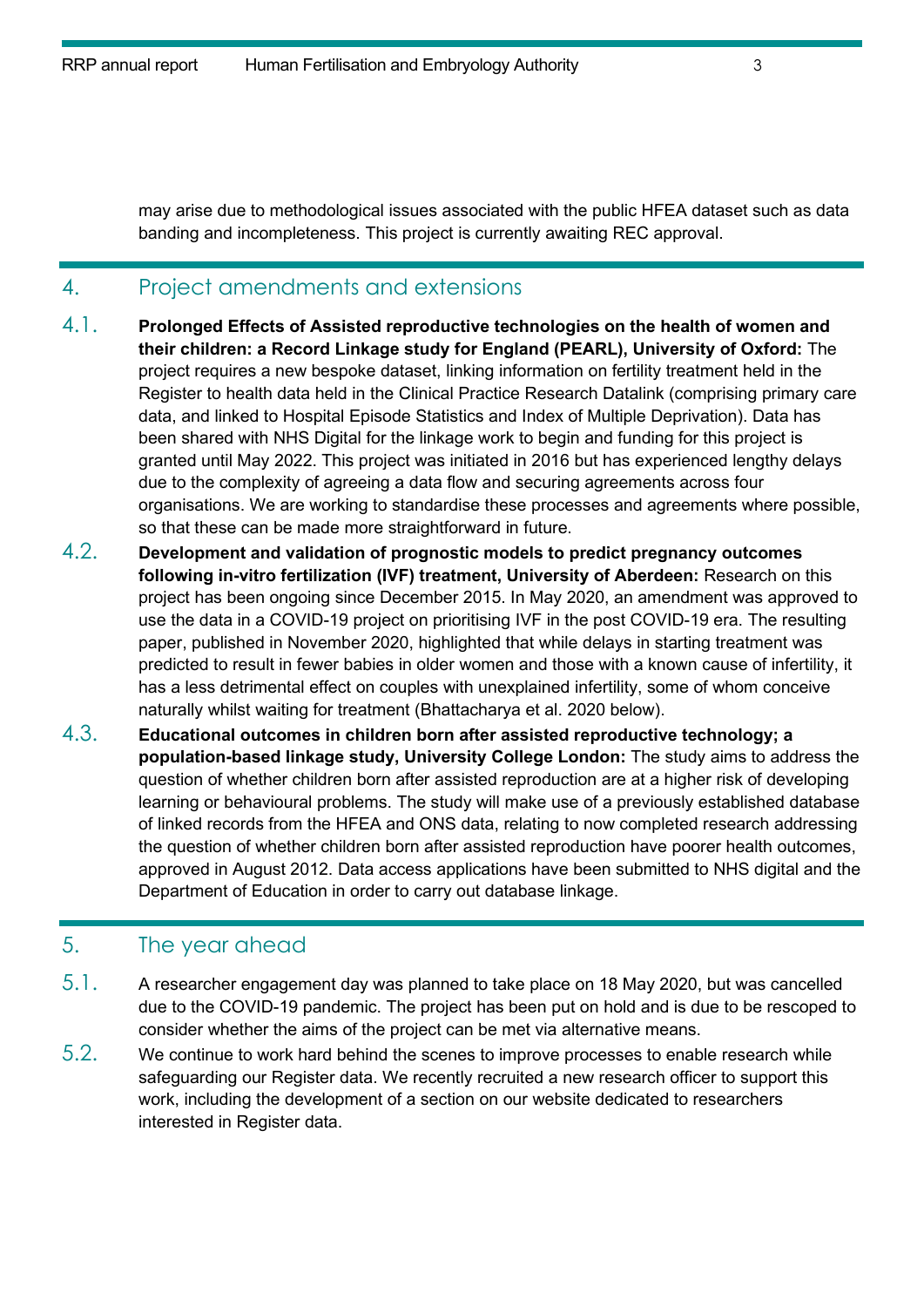may arise due to methodological issues associated with the public HFEA dataset such as data banding and incompleteness. This project is currently awaiting REC approval.

## 4. Project amendments and extensions

4.1. **Prolonged Effects of Assisted reproductive technologies on the health of women and their children: a Record Linkage study for England (PEARL), University of Oxford:** The project requires a new bespoke dataset, linking information on fertility treatment held in the Register to health data held in the Clinical Practice Research Datalink (comprising primary care data, and linked to Hospital Episode Statistics and Index of Multiple Deprivation). Data has been shared with NHS Digital for the linkage work to begin and funding for this project is granted until May 2022. This project was initiated in 2016 but has experienced lengthy delays due to the complexity of agreeing a data flow and securing agreements across four organisations. We are working to standardise these processes and agreements where possible, so that these can be made more straightforward in future.

4.2. **Development and validation of prognostic models to predict pregnancy outcomes following in-vitro fertilization (IVF) treatment, University of Aberdeen:** Research on this project has been ongoing since December 2015. In May 2020, an amendment was approved to use the data in a COVID-19 project on prioritising IVF in the post COVID-19 era. The resulting paper, published in November 2020, highlighted that while delays in starting treatment was predicted to result in fewer babies in older women and those with a known cause of infertility, it has a less detrimental effect on couples with unexplained infertility, some of whom conceive naturally whilst waiting for treatment (Bhattacharya et al. 2020 below).

4.3. **Educational outcomes in children born after assisted reproductive technology; a population-based linkage study, University College London:** The study aims to address the question of whether children born after assisted reproduction are at a higher risk of developing learning or behavioural problems. The study will make use of a previously established database of linked records from the HFEA and ONS data, relating to now completed research addressing the question of whether children born after assisted reproduction have poorer health outcomes, approved in August 2012. Data access applications have been submitted to NHS digital and the Department of Education in order to carry out database linkage.

## 5. The year ahead

5.1. A researcher engagement day was planned to take place on 18 May 2020, but was cancelled due to the COVID-19 pandemic. The project has been put on hold and is due to be rescoped to consider whether the aims of the project can be met via alternative means.

5.2. We continue to work hard behind the scenes to improve processes to enable research while safeguarding our Register data. We recently recruited a new research officer to support this work, including the development of a section on our website dedicated to researchers interested in Register data.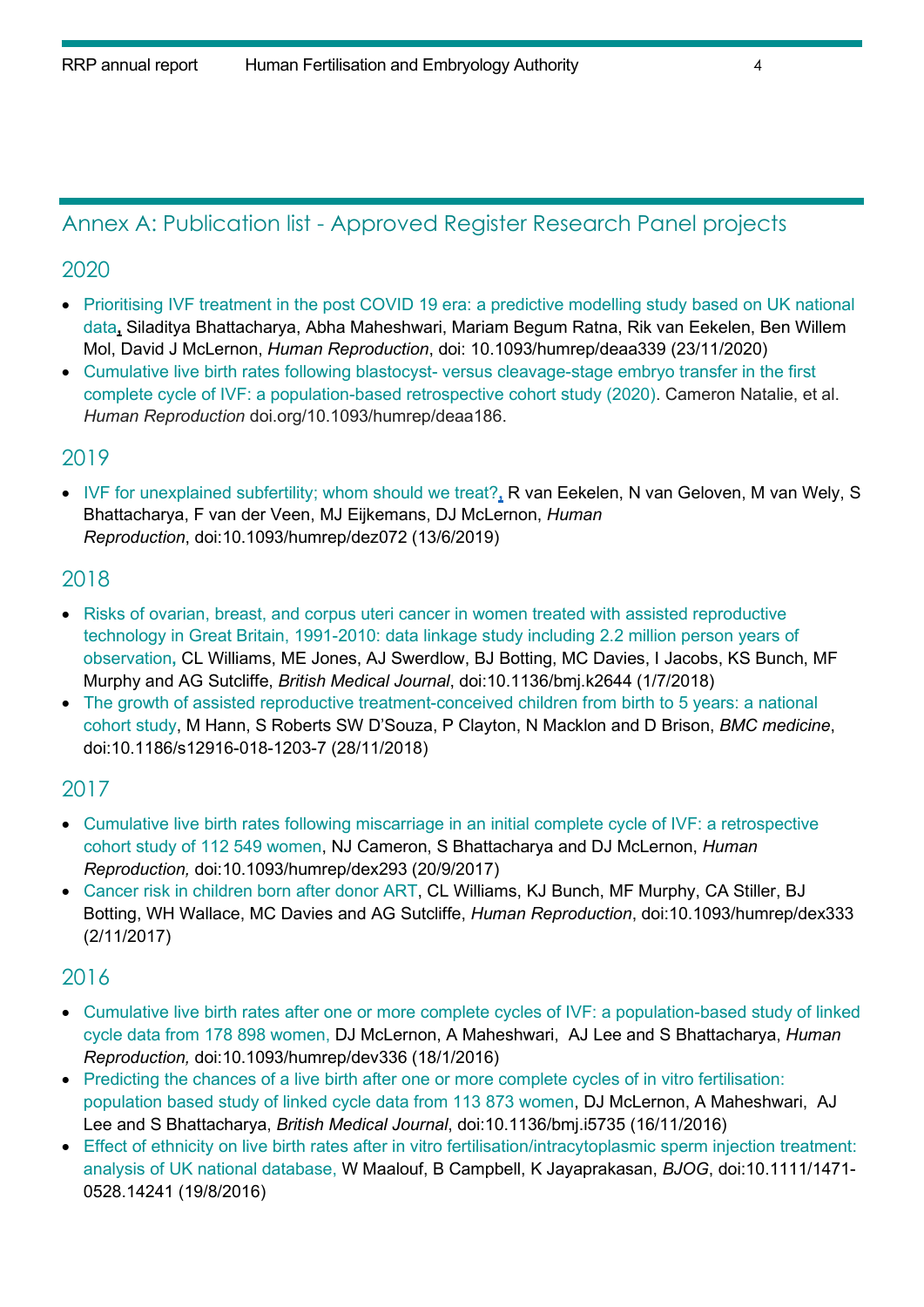## Annex A: Publication list - Approved Register Research Panel projects

### 2020

- Prioritising IVF treatment in the post COVID 19 era: a predictive modelling study based on UK national data, Siladitya Bhattacharya, Abha Maheshwari, Mariam Begum Ratna, Rik van Eekelen, Ben Willem Mol, David J McLernon, *Human Reproduction*, doi: 10.1093/humrep/deaa339 (23/11/2020)
- Cumulative live birth rates following blastocyst- versus cleavage-stage embryo transfer in the first complete cycle of IVF: a population-based retrospective cohort study (2020). Cameron Natalie, et al. *Human Reproduction* doi.org/10.1093/humrep/deaa186.

### 2019

- IVF for unexplained subfertility; whom should we treat?, R van Eekelen, N van Geloven, M van Wely, S Bhattacharya, F van der Veen, MJ Eijkemans, DJ McLernon, *Human Reproduction*, doi:10.1093/humrep/dez072 (13/6/2019)

### 2018

- Risks of ovarian, breast, and corpus uteri cancer in women treated with assisted reproductive technology in Great Britain, 1991-2010: data linkage study including 2.2 million person years of observation, CL Williams, ME Jones, AJ Swerdlow, BJ Botting, MC Davies, I Jacobs, KS Bunch, MF Murphy and AG Sutcliffe, *British Medical Journal*, doi:10.1136/bmj.k2644 (1/7/2018)
- The growth of assisted reproductive treatment-conceived children from birth to 5 years: a national cohort study, M Hann, S Roberts SW D'Souza, P Clayton, N Macklon and D Brison, *BMC medicine*, doi:10.1186/s12916-018-1203-7 (28/11/2018)

### 2017

- Cumulative live birth rates following miscarriage in an initial complete cycle of IVF: a retrospective cohort study of 112 549 women, NJ Cameron, S Bhattacharya and DJ McLernon, *Human Reproduction,* doi:10.1093/humrep/dex293 (20/9/2017)
- Cancer risk in children born after donor ART, CL Williams, KJ Bunch, MF Murphy, CA Stiller, BJ Botting, WH Wallace, MC Davies and AG Sutcliffe, *Human Reproduction*, doi:10.1093/humrep/dex333 (2/11/2017)

### 2016

- Cumulative live birth rates after one or more complete cycles of IVF: a population-based study of linked cycle data from 178 898 women, DJ McLernon, A Maheshwari, AJ Lee and S Bhattacharya, *Human Reproduction,* doi:10.1093/humrep/dev336 (18/1/2016)
- Predicting the chances of a live birth after one or more complete cycles of in vitro fertilisation: population based study of linked cycle data from 113 873 women, DJ McLernon, A Maheshwari, AJ Lee and S Bhattacharya, *British Medical Journal*, doi:10.1136/bmj.i5735 (16/11/2016)
- Effect of ethnicity on live birth rates after in vitro fertilisation/intracytoplasmic sperm injection treatment: analysis of UK national database, W Maalouf, B Campbell, K Jayaprakasan, *BJOG*, doi:10.1111/1471-0528.14241 (19/8/2016)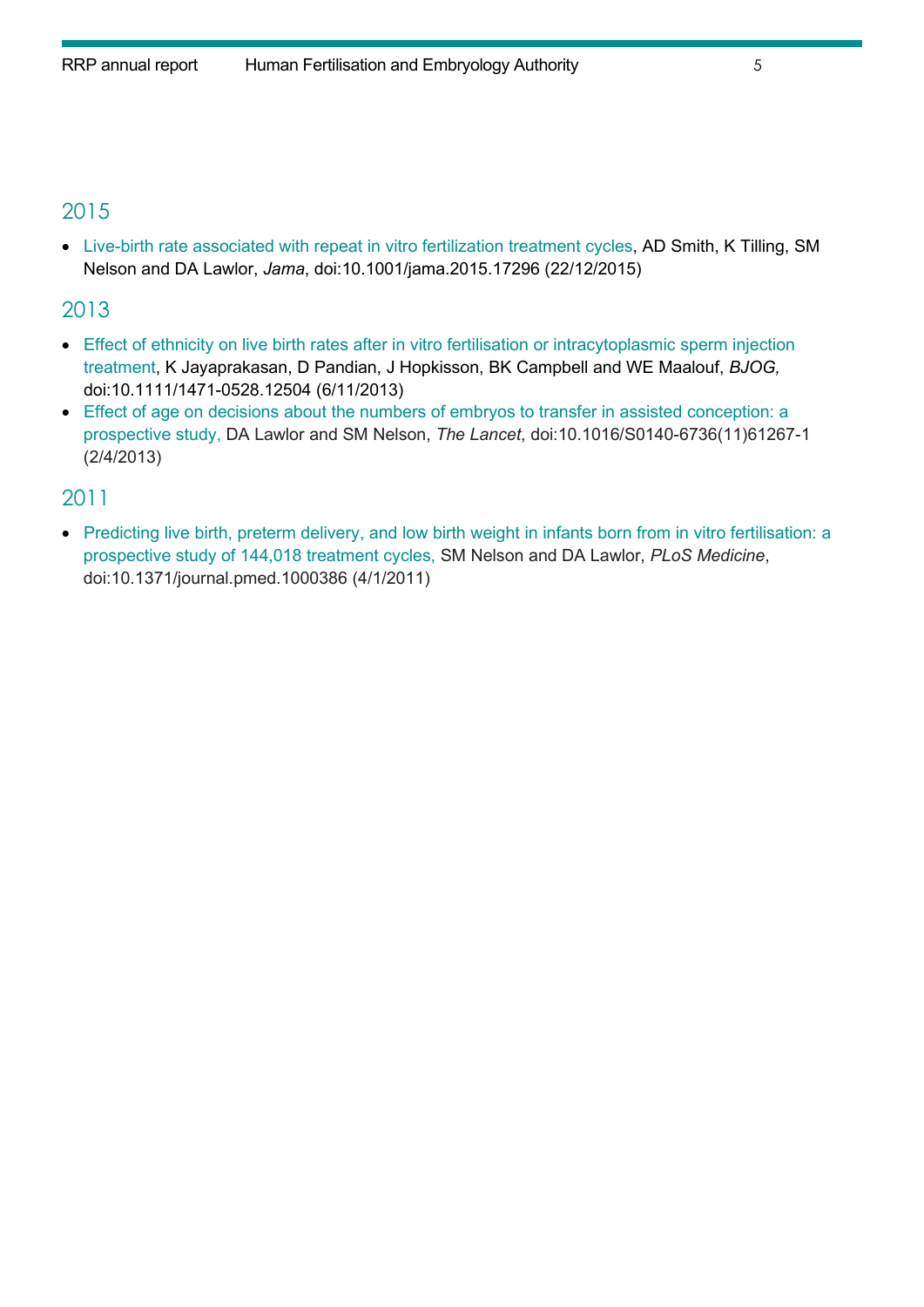## 2015

- Live-birth rate associated with repeat in vitro fertilization treatment cycles, AD Smith, K Tilling, SM Nelson and DA Lawlor, *Jama*, doi:10.1001/jama.2015.17296 (22/12/2015)

## 2013

- Effect of ethnicity on live birth rates after in vitro fertilisation or intracytoplasmic sperm injection treatment, K Jayaprakasan, D Pandian, J Hopkisson, BK Campbell and WE Maalouf, *BJOG,* doi:10.1111/1471-0528.12504 (6/11/2013)
- Effect of age on decisions about the numbers of embryos to transfer in assisted conception: a prospective study, DA Lawlor and SM Nelson, *The Lancet*, doi:10.1016/S0140-6736(11)61267-1 (2/4/2013)

## 2011

- Predicting live birth, preterm delivery, and low birth weight in infants born from in vitro fertilisation: a prospective study of 144,018 treatment cycles, SM Nelson and DA Lawlor, *PLoS Medicine*, doi:10.1371/journal.pmed.1000386 (4/1/2011)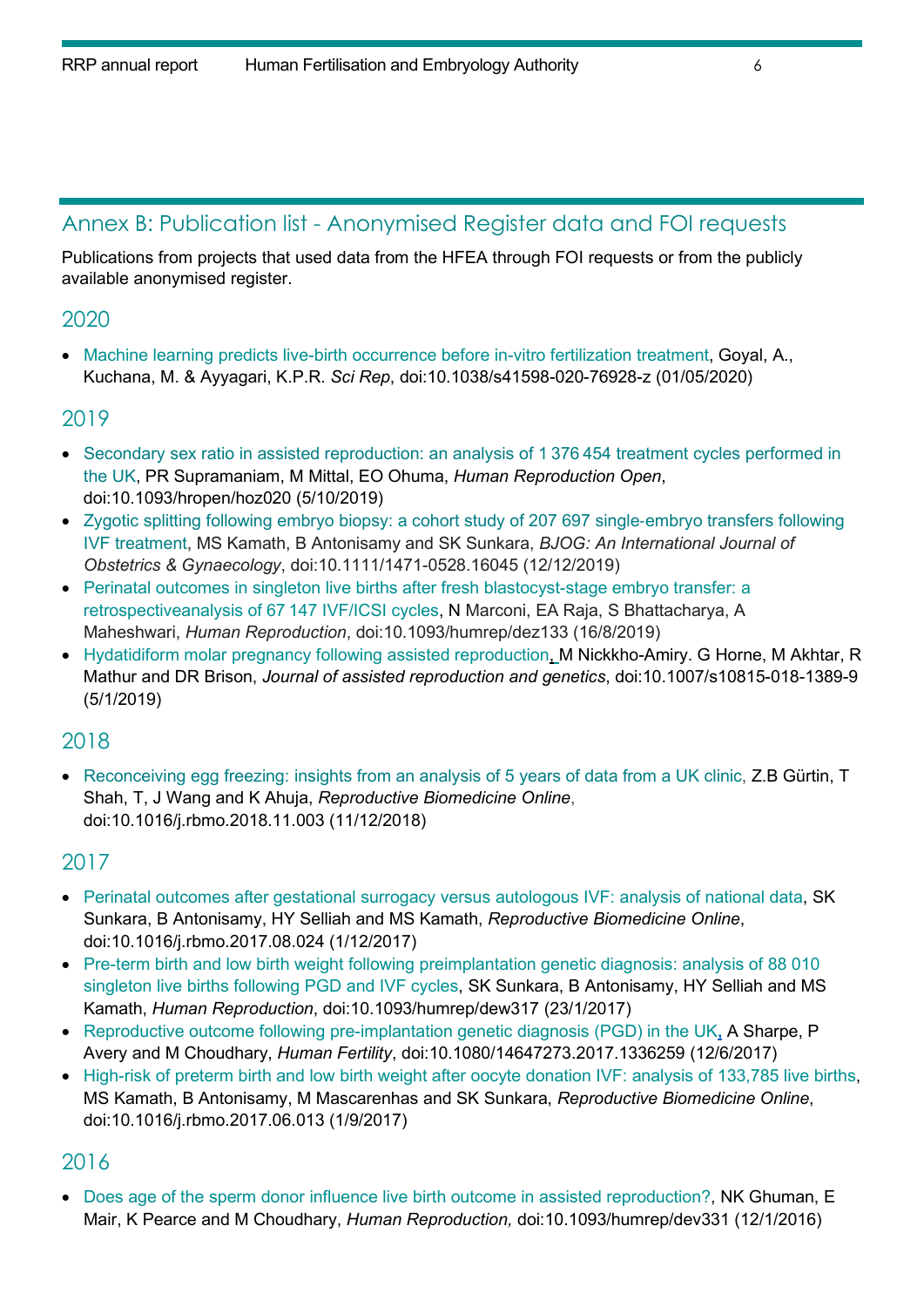## Annex B: Publication list - Anonymised Register data and FOI requests

Publications from projects that used data from the HFEA through FOI requests or from the publicly available anonymised register.

### 2020

- Machine learning predicts live-birth occurrence before in-vitro fertilization treatment, Goyal, A., Kuchana, M. & Ayyagari, K.P.R. *Sci Rep*, doi:10.1038/s41598-020-76928-z (01/05/2020)

### 2019

- Secondary sex ratio in assisted reproduction: an analysis of 1 376 454 treatment cycles performed in the UK, PR Supramaniam, M Mittal, EO Ohuma, *Human Reproduction Open*, doi:10.1093/hropen/hoz020 (5/10/2019)
- Zygotic splitting following embryo biopsy: a cohort study of 207 697 single-embryo transfers following IVF treatment, MS Kamath, B Antonisamy and SK Sunkara, *BJOG: An International Journal of Obstetrics & Gynaecology*, doi:10.1111/1471-0528.16045 (12/12/2019)
- Perinatal outcomes in singleton live births after fresh blastocyst-stage embryo transfer: a retrospectiveanalysis of 67 147 IVF/ICSI cycles, N Marconi, EA Raja, S Bhattacharya, A Maheshwari, *Human Reproduction*, doi:10.1093/humrep/dez133 (16/8/2019)
- Hydatidiform molar pregnancy following assisted reproduction, M Nickkho-Amiry. G Horne, M Akhtar, R Mathur and DR Brison, *Journal of assisted reproduction and genetics*, doi:10.1007/s10815-018-1389-9 (5/1/2019)

### 2018

- Reconceiving egg freezing: insights from an analysis of 5 years of data from a UK clinic, Z.B Gürtin, T Shah, T, J Wang and K Ahuja, *Reproductive Biomedicine Online*, doi:10.1016/j.rbmo.2018.11.003 (11/12/2018)

### 2017

- Perinatal outcomes after gestational surrogacy versus autologous IVF: analysis of national data, SK Sunkara, B Antonisamy, HY Selliah and MS Kamath, *Reproductive Biomedicine Online*, doi:10.1016/j.rbmo.2017.08.024 (1/12/2017)
- Pre-term birth and low birth weight following preimplantation genetic diagnosis: analysis of 88 010 singleton live births following PGD and IVF cycles, SK Sunkara, B Antonisamy, HY Selliah and MS Kamath, *Human Reproduction*, doi:10.1093/humrep/dew317 (23/1/2017)
- Reproductive outcome following pre-implantation genetic diagnosis (PGD) in the UK, A Sharpe, P Avery and M Choudhary, *Human Fertility*, doi:10.1080/14647273.2017.1336259 (12/6/2017)
- High-risk of preterm birth and low birth weight after oocyte donation IVF: analysis of 133,785 live births, MS Kamath, B Antonisamy, M Mascarenhas and SK Sunkara, *Reproductive Biomedicine Online*, doi:10.1016/j.rbmo.2017.06.013 (1/9/2017)

### 2016

- Does age of the sperm donor influence live birth outcome in assisted reproduction?, NK Ghuman, E Mair, K Pearce and M Choudhary, *Human Reproduction,* doi:10.1093/humrep/dev331 (12/1/2016)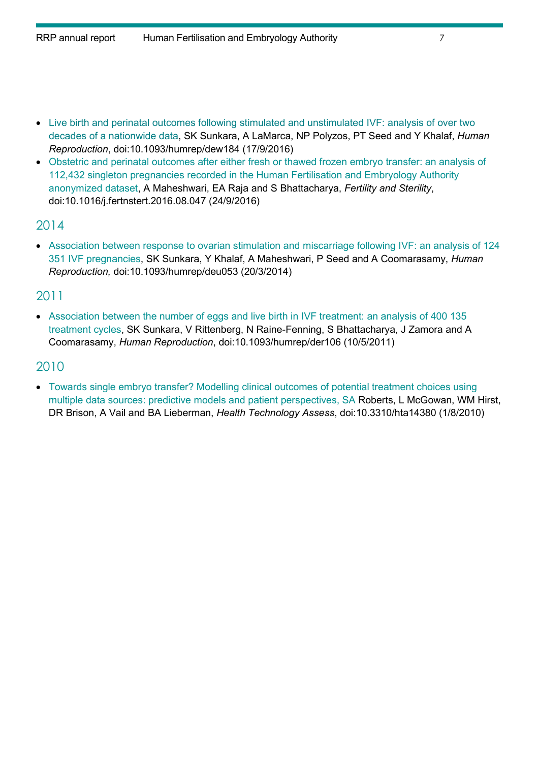- Live birth and perinatal outcomes following stimulated and unstimulated IVF: analysis of over two decades of a nationwide data, SK Sunkara, A LaMarca, NP Polyzos, PT Seed and Y Khalaf, *Human Reproduction*, doi:10.1093/humrep/dew184 (17/9/2016)
- Obstetric and perinatal outcomes after either fresh or thawed frozen embryo transfer: an analysis of 112,432 singleton pregnancies recorded in the Human Fertilisation and Embryology Authority anonymized dataset, A Maheshwari, EA Raja and S Bhattacharya, *Fertility and Sterility*, doi:10.1016/j.fertnstert.2016.08.047 (24/9/2016)

## 2014

- Association between response to ovarian stimulation and miscarriage following IVF: an analysis of 124 351 IVF pregnancies, SK Sunkara, Y Khalaf, A Maheshwari, P Seed and A Coomarasamy, *Human Reproduction,* doi:10.1093/humrep/deu053 (20/3/2014)

## 2011

- Association between the number of eggs and live birth in IVF treatment: an analysis of 400 135 treatment cycles, SK Sunkara, V Rittenberg, N Raine-Fenning, S Bhattacharya, J Zamora and A Coomarasamy, *Human Reproduction*, doi:10.1093/humrep/der106 (10/5/2011)

## 2010

- Towards single embryo transfer? Modelling clinical outcomes of potential treatment choices using multiple data sources: predictive models and patient perspectives, SA Roberts, L McGowan, WM Hirst, DR Brison, A Vail and BA Lieberman, *Health Technology Assess*, doi:10.3310/hta14380 (1/8/2010)